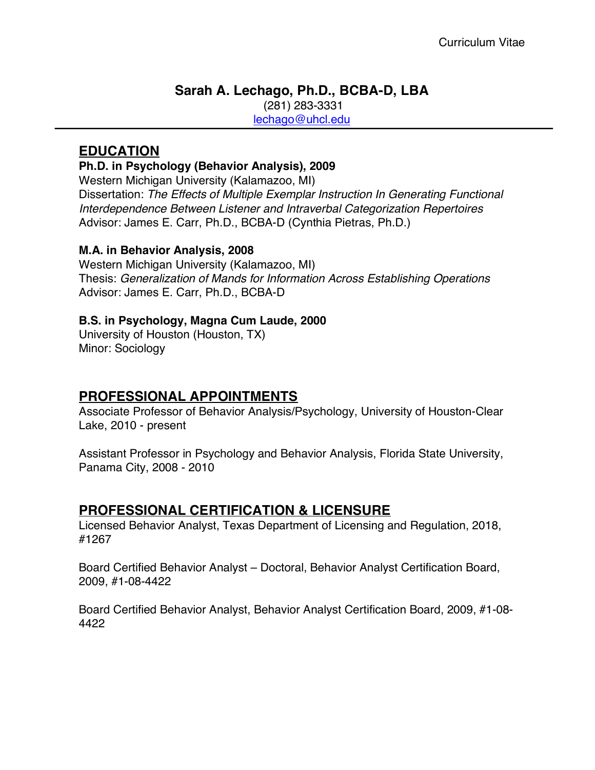Curriculum Vitae

# Sarah A. Lechago, Ph.D., BCBA-D, LBA

(281) 283-3331
lechago@uhcl.edu

---

## EDUCATION

**Ph.D. in Psychology (Behavior Analysis), 2009**
Western Michigan University (Kalamazoo, MI)
Dissertation: *The Effects of Multiple Exemplar Instruction In Generating Functional Interdependence Between Listener and Intraverbal Categorization Repertoires*
Advisor: James E. Carr, Ph.D., BCBA-D (Cynthia Pietras, Ph.D.)

**M.A. in Behavior Analysis, 2008**
Western Michigan University (Kalamazoo, MI)
Thesis: *Generalization of Mands for Information Across Establishing Operations*
Advisor: James E. Carr, Ph.D., BCBA-D

**B.S. in Psychology, Magna Cum Laude, 2000**
University of Houston (Houston, TX)
Minor: Sociology

## PROFESSIONAL APPOINTMENTS

Associate Professor of Behavior Analysis/Psychology, University of Houston-Clear Lake, 2010 - present

Assistant Professor in Psychology and Behavior Analysis, Florida State University, Panama City, 2008 - 2010

## PROFESSIONAL CERTIFICATION & LICENSURE

Licensed Behavior Analyst, Texas Department of Licensing and Regulation, 2018, #1267

Board Certified Behavior Analyst – Doctoral, Behavior Analyst Certification Board, 2009, #1-08-4422

Board Certified Behavior Analyst, Behavior Analyst Certification Board, 2009, #1-08-4422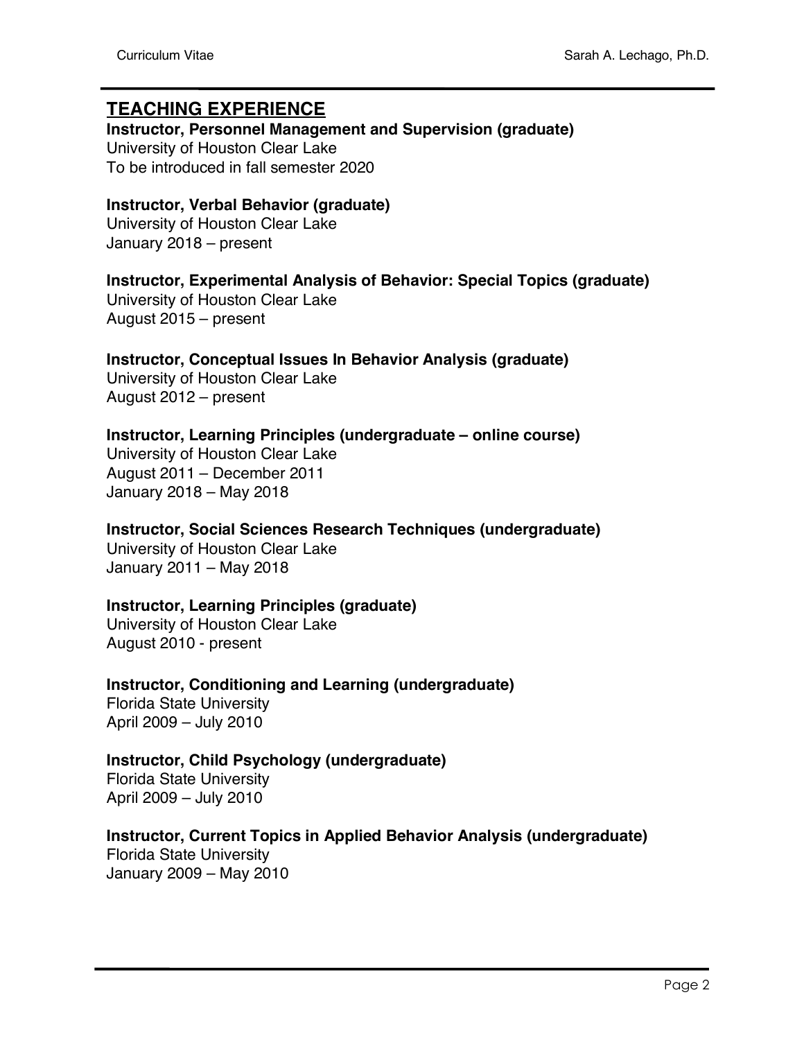## TEACHING EXPERIENCE

**Instructor, Personnel Management and Supervision (graduate)**
University of Houston Clear Lake
To be introduced in fall semester 2020

**Instructor, Verbal Behavior (graduate)**
University of Houston Clear Lake
January 2018 – present

**Instructor, Experimental Analysis of Behavior: Special Topics (graduate)**
University of Houston Clear Lake
August 2015 – present

**Instructor, Conceptual Issues In Behavior Analysis (graduate)**
University of Houston Clear Lake
August 2012 – present

**Instructor, Learning Principles (undergraduate – online course)**
University of Houston Clear Lake
August 2011 – December 2011
January 2018 – May 2018

**Instructor, Social Sciences Research Techniques (undergraduate)**
University of Houston Clear Lake
January 2011 – May 2018

**Instructor, Learning Principles (graduate)**
University of Houston Clear Lake
August 2010 - present

**Instructor, Conditioning and Learning (undergraduate)**
Florida State University
April 2009 – July 2010

**Instructor, Child Psychology (undergraduate)**
Florida State University
April 2009 – July 2010

**Instructor, Current Topics in Applied Behavior Analysis (undergraduate)**
Florida State University
January 2009 – May 2010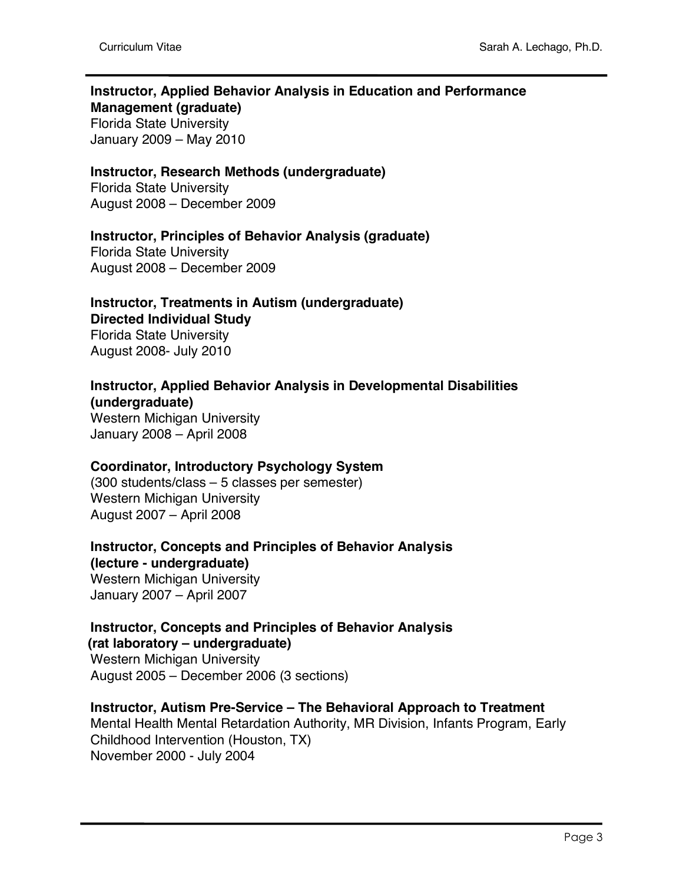**Instructor, Applied Behavior Analysis in Education and Performance Management (graduate)**
Florida State University
January 2009 – May 2010

**Instructor, Research Methods (undergraduate)**
Florida State University
August 2008 – December 2009

**Instructor, Principles of Behavior Analysis (graduate)**
Florida State University
August 2008 – December 2009

**Instructor, Treatments in Autism (undergraduate)**
**Directed Individual Study**
Florida State University
August 2008- July 2010

**Instructor, Applied Behavior Analysis in Developmental Disabilities (undergraduate)**
Western Michigan University
January 2008 – April 2008

**Coordinator, Introductory Psychology System**
(300 students/class – 5 classes per semester)
Western Michigan University
August 2007 – April 2008

**Instructor, Concepts and Principles of Behavior Analysis (lecture - undergraduate)**
Western Michigan University
January 2007 – April 2007

**Instructor, Concepts and Principles of Behavior Analysis (rat laboratory – undergraduate)**
Western Michigan University
August 2005 – December 2006 (3 sections)

**Instructor, Autism Pre-Service – The Behavioral Approach to Treatment**
Mental Health Mental Retardation Authority, MR Division, Infants Program, Early Childhood Intervention (Houston, TX)
November 2000 - July 2004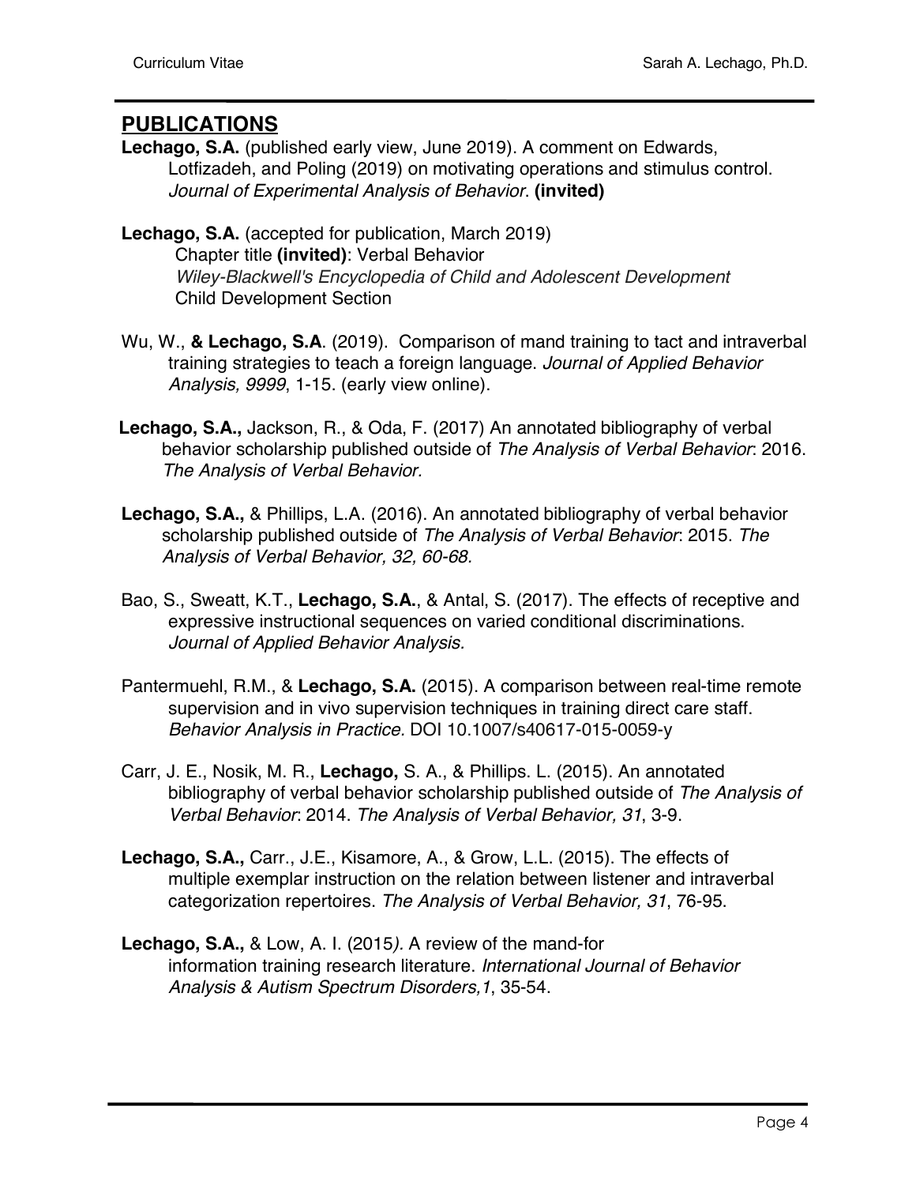## PUBLICATIONS

**Lechago, S.A.** (published early view, June 2019). A comment on Edwards, Lotfizadeh, and Poling (2019) on motivating operations and stimulus control. *Journal of Experimental Analysis of Behavior*. **(invited)**

**Lechago, S.A.** (accepted for publication, March 2019)
Chapter title **(invited)**: Verbal Behavior
*Wiley-Blackwell's Encyclopedia of Child and Adolescent Development*
Child Development Section

Wu, W., **& Lechago, S.A**. (2019). Comparison of mand training to tact and intraverbal training strategies to teach a foreign language. *Journal of Applied Behavior Analysis, 9999*, 1-15. (early view online).

**Lechago, S.A.,** Jackson, R., & Oda, F. (2017) An annotated bibliography of verbal behavior scholarship published outside of *The Analysis of Verbal Behavior*: 2016. *The Analysis of Verbal Behavior.*

**Lechago, S.A.,** & Phillips, L.A. (2016). An annotated bibliography of verbal behavior scholarship published outside of *The Analysis of Verbal Behavior*: 2015. *The Analysis of Verbal Behavior, 32, 60-68.*

Bao, S., Sweatt, K.T., **Lechago, S.A.**, & Antal, S. (2017). The effects of receptive and expressive instructional sequences on varied conditional discriminations. *Journal of Applied Behavior Analysis.*

Pantermuehl, R.M., & **Lechago, S.A.** (2015). A comparison between real-time remote supervision and in vivo supervision techniques in training direct care staff. *Behavior Analysis in Practice.* DOI 10.1007/s40617-015-0059-y

Carr, J. E., Nosik, M. R., **Lechago,** S. A., & Phillips. L. (2015). An annotated bibliography of verbal behavior scholarship published outside of *The Analysis of Verbal Behavior*: 2014. *The Analysis of Verbal Behavior, 31*, 3-9.

**Lechago, S.A.,** Carr., J.E., Kisamore, A., & Grow, L.L. (2015). The effects of multiple exemplar instruction on the relation between listener and intraverbal categorization repertoires. *The Analysis of Verbal Behavior, 31*, 76-95.

**Lechago, S.A.,** & Low, A. I. (2015*).* A review of the mand-for information training research literature. *International Journal of Behavior Analysis & Autism Spectrum Disorders,1*, 35-54.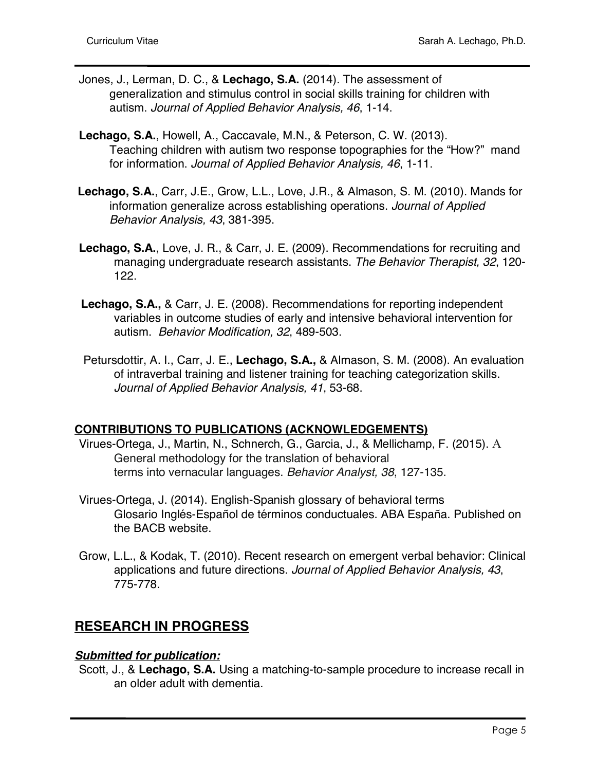Jones, J., Lerman, D. C., & **Lechago, S.A.** (2014). The assessment of generalization and stimulus control in social skills training for children with autism. *Journal of Applied Behavior Analysis, 46*, 1-14.

**Lechago, S.A.**, Howell, A., Caccavale, M.N., & Peterson, C. W. (2013). Teaching children with autism two response topographies for the "How?" mand for information. *Journal of Applied Behavior Analysis, 46*, 1-11.

**Lechago, S.A.**, Carr, J.E., Grow, L.L., Love, J.R., & Almason, S. M. (2010). Mands for information generalize across establishing operations. *Journal of Applied Behavior Analysis, 43*, 381-395.

**Lechago, S.A.**, Love, J. R., & Carr, J. E. (2009). Recommendations for recruiting and managing undergraduate research assistants. *The Behavior Therapist, 32*, 120-122.

**Lechago, S.A.,** & Carr, J. E. (2008). Recommendations for reporting independent variables in outcome studies of early and intensive behavioral intervention for autism. *Behavior Modification, 32*, 489-503.

Petursdottir, A. I., Carr, J. E., **Lechago, S.A.,** & Almason, S. M. (2008). An evaluation of intraverbal training and listener training for teaching categorization skills. *Journal of Applied Behavior Analysis, 41*, 53-68.

### CONTRIBUTIONS TO PUBLICATIONS (ACKNOWLEDGEMENTS)

Virues-Ortega, J., Martin, N., Schnerch, G., Garcia, J., & Mellichamp, F. (2015). A General methodology for the translation of behavioral terms into vernacular languages. *Behavior Analyst, 38*, 127-135.

Virues-Ortega, J. (2014). English-Spanish glossary of behavioral terms Glosario Inglés-Español de términos conductuales. ABA España. Published on the BACB website.

Grow, L.L., & Kodak, T. (2010). Recent research on emergent verbal behavior: Clinical applications and future directions. *Journal of Applied Behavior Analysis, 43*, 775-778.

## RESEARCH IN PROGRESS

***Submitted for publication:***

Scott, J., & **Lechago, S.A.** Using a matching-to-sample procedure to increase recall in an older adult with dementia.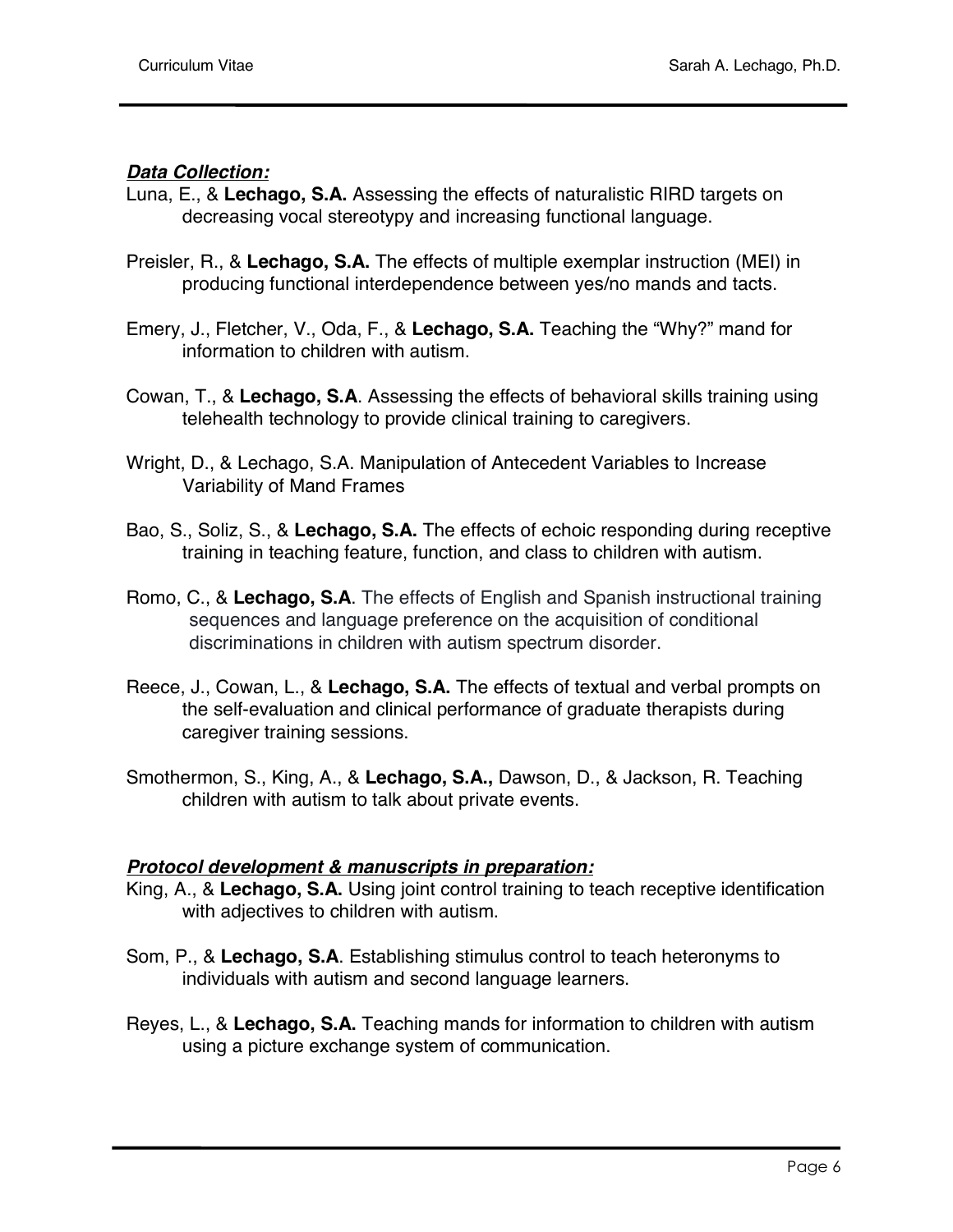***Data Collection:***

Luna, E., & **Lechago, S.A.** Assessing the effects of naturalistic RIRD targets on decreasing vocal stereotypy and increasing functional language.

Preisler, R., & **Lechago, S.A.** The effects of multiple exemplar instruction (MEI) in producing functional interdependence between yes/no mands and tacts.

Emery, J., Fletcher, V., Oda, F., & **Lechago, S.A.** Teaching the "Why?" mand for information to children with autism.

Cowan, T., & **Lechago, S.A**. Assessing the effects of behavioral skills training using telehealth technology to provide clinical training to caregivers.

Wright, D., & Lechago, S.A. Manipulation of Antecedent Variables to Increase Variability of Mand Frames

Bao, S., Soliz, S., & **Lechago, S.A.** The effects of echoic responding during receptive training in teaching feature, function, and class to children with autism.

Romo, C., & **Lechago, S.A**. The effects of English and Spanish instructional training sequences and language preference on the acquisition of conditional discriminations in children with autism spectrum disorder.

Reece, J., Cowan, L., & **Lechago, S.A.** The effects of textual and verbal prompts on the self-evaluation and clinical performance of graduate therapists during caregiver training sessions.

Smothermon, S., King, A., & **Lechago, S.A.,** Dawson, D., & Jackson, R. Teaching children with autism to talk about private events.

***Protocol development & manuscripts in preparation:***

King, A., & **Lechago, S.A.** Using joint control training to teach receptive identification with adjectives to children with autism.

Som, P., & **Lechago, S.A**. Establishing stimulus control to teach heteronyms to individuals with autism and second language learners.

Reyes, L., & **Lechago, S.A.** Teaching mands for information to children with autism using a picture exchange system of communication.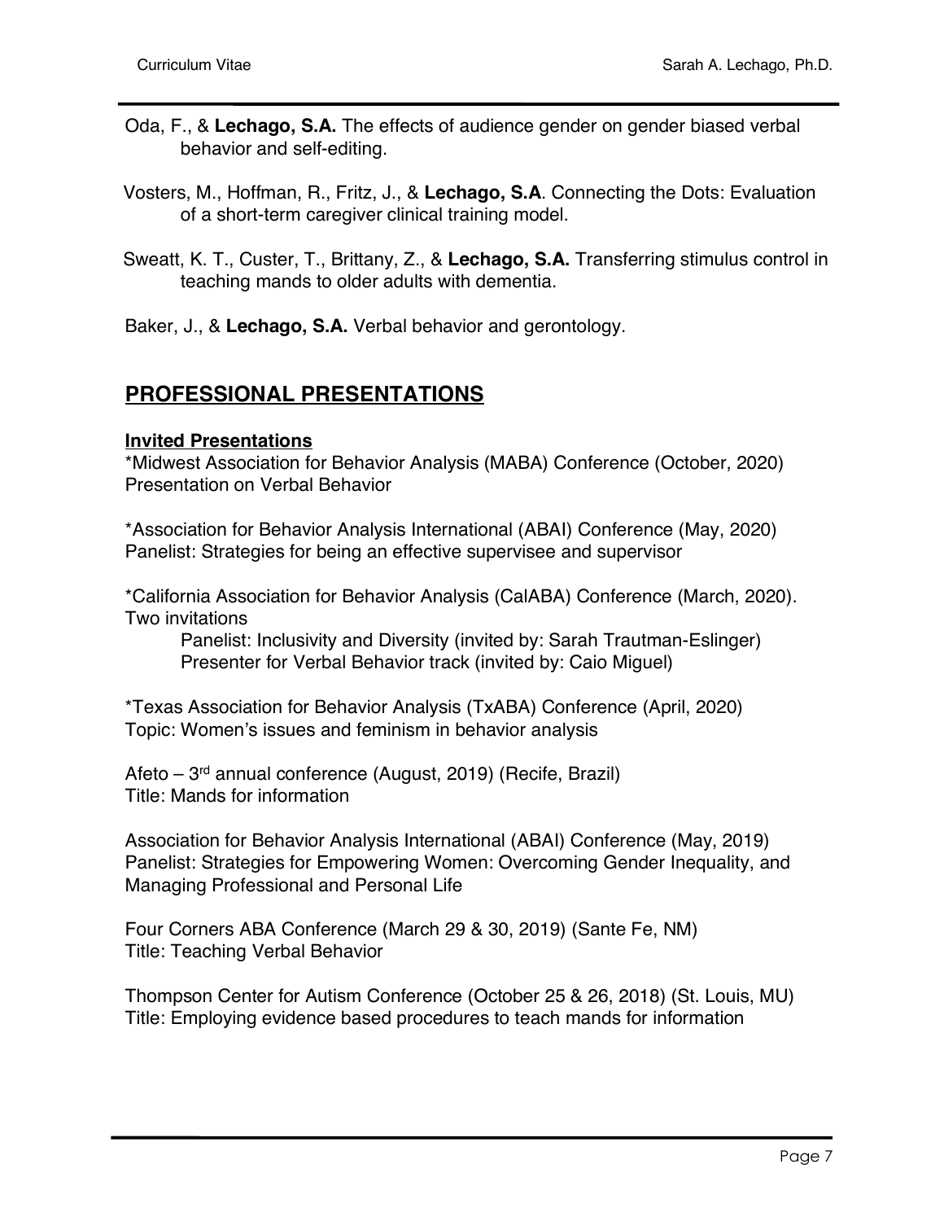Oda, F., & **Lechago, S.A.** The effects of audience gender on gender biased verbal behavior and self-editing.

Vosters, M., Hoffman, R., Fritz, J., & **Lechago, S.A**. Connecting the Dots: Evaluation of a short-term caregiver clinical training model.

Sweatt, K. T., Custer, T., Brittany, Z., & **Lechago, S.A.** Transferring stimulus control in teaching mands to older adults with dementia.

Baker, J., & **Lechago, S.A.** Verbal behavior and gerontology.

## PROFESSIONAL PRESENTATIONS

### Invited Presentations

*Midwest Association for Behavior Analysis (MABA) Conference (October, 2020)
Presentation on Verbal Behavior

*Association for Behavior Analysis International (ABAI) Conference (May, 2020)
Panelist: Strategies for being an effective supervisee and supervisor

*California Association for Behavior Analysis (CalABA) Conference (March, 2020). Two invitations

Panelist: Inclusivity and Diversity (invited by: Sarah Trautman-Eslinger)
Presenter for Verbal Behavior track (invited by: Caio Miguel)

*Texas Association for Behavior Analysis (TxABA) Conference (April, 2020)
Topic: Women's issues and feminism in behavior analysis

Afeto – 3rd annual conference (August, 2019) (Recife, Brazil)
Title: Mands for information

Association for Behavior Analysis International (ABAI) Conference (May, 2019)
Panelist: Strategies for Empowering Women: Overcoming Gender Inequality, and Managing Professional and Personal Life

Four Corners ABA Conference (March 29 & 30, 2019) (Sante Fe, NM)
Title: Teaching Verbal Behavior

Thompson Center for Autism Conference (October 25 & 26, 2018) (St. Louis, MU)
Title: Employing evidence based procedures to teach mands for information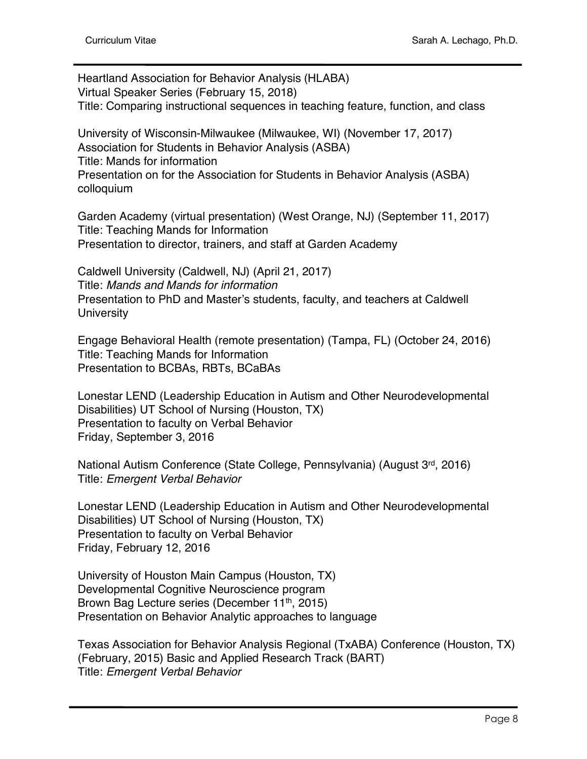Heartland Association for Behavior Analysis (HLABA)
Virtual Speaker Series (February 15, 2018)
Title: Comparing instructional sequences in teaching feature, function, and class

University of Wisconsin-Milwaukee (Milwaukee, WI) (November 17, 2017)
Association for Students in Behavior Analysis (ASBA)
Title: Mands for information
Presentation on for the Association for Students in Behavior Analysis (ASBA) colloquium

Garden Academy (virtual presentation) (West Orange, NJ) (September 11, 2017)
Title: Teaching Mands for Information
Presentation to director, trainers, and staff at Garden Academy

Caldwell University (Caldwell, NJ) (April 21, 2017)
Title: *Mands and Mands for information*
Presentation to PhD and Master's students, faculty, and teachers at Caldwell University

Engage Behavioral Health (remote presentation) (Tampa, FL) (October 24, 2016)
Title: Teaching Mands for Information
Presentation to BCBAs, RBTs, BCaBAs

Lonestar LEND (Leadership Education in Autism and Other Neurodevelopmental Disabilities) UT School of Nursing (Houston, TX)
Presentation to faculty on Verbal Behavior
Friday, September 3, 2016

National Autism Conference (State College, Pennsylvania) (August 3rd, 2016)
Title: *Emergent Verbal Behavior*

Lonestar LEND (Leadership Education in Autism and Other Neurodevelopmental Disabilities) UT School of Nursing (Houston, TX)
Presentation to faculty on Verbal Behavior
Friday, February 12, 2016

University of Houston Main Campus (Houston, TX)
Developmental Cognitive Neuroscience program
Brown Bag Lecture series (December 11th, 2015)
Presentation on Behavior Analytic approaches to language

Texas Association for Behavior Analysis Regional (TxABA) Conference (Houston, TX) (February, 2015) Basic and Applied Research Track (BART)
Title: *Emergent Verbal Behavior*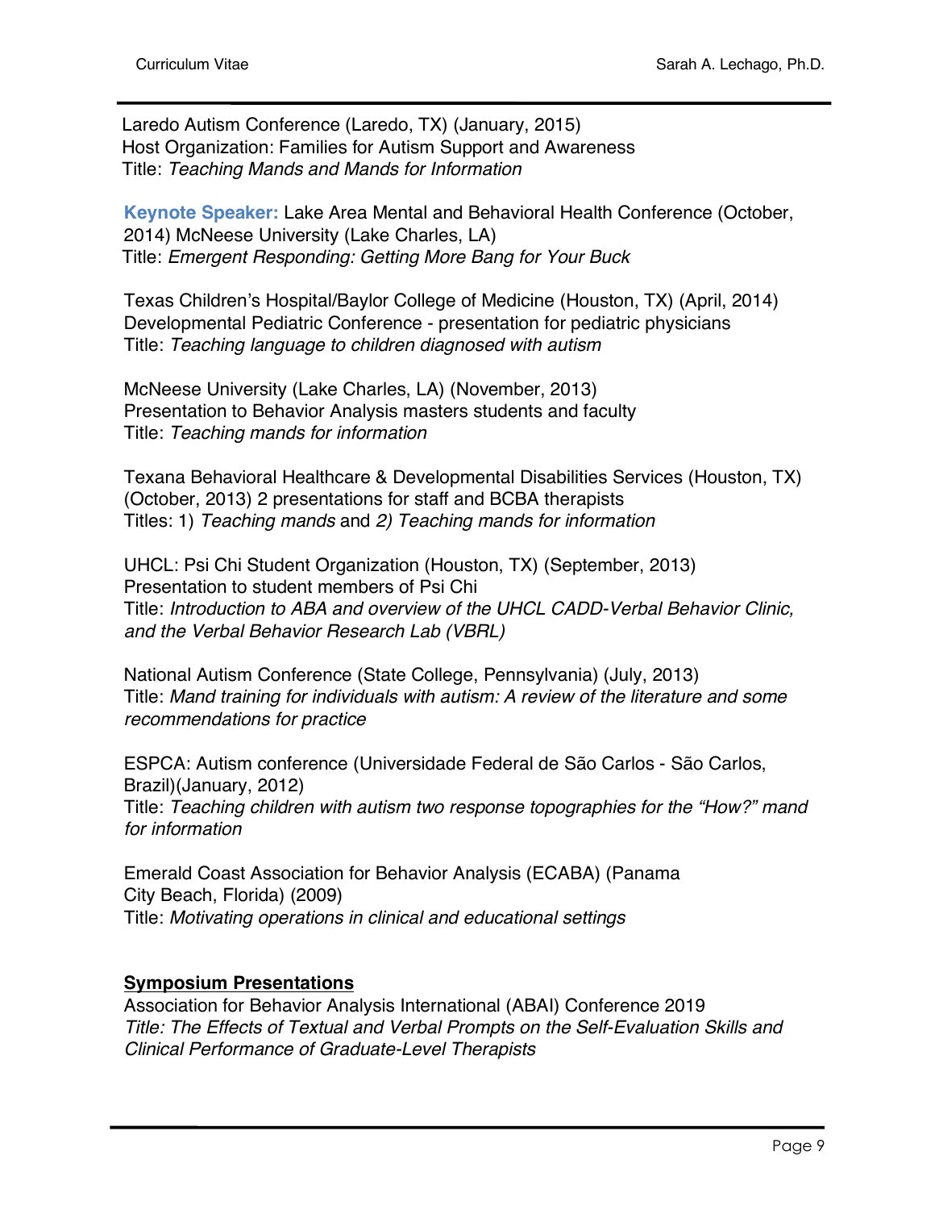Laredo Autism Conference (Laredo, TX) (January, 2015)
Host Organization: Families for Autism Support and Awareness
Title: *Teaching Mands and Mands for Information*

**Keynote Speaker:** Lake Area Mental and Behavioral Health Conference (October, 2014) McNeese University (Lake Charles, LA)
Title: *Emergent Responding: Getting More Bang for Your Buck*

Texas Children's Hospital/Baylor College of Medicine (Houston, TX) (April, 2014)
Developmental Pediatric Conference - presentation for pediatric physicians
Title: *Teaching language to children diagnosed with autism*

McNeese University (Lake Charles, LA) (November, 2013)
Presentation to Behavior Analysis masters students and faculty
Title: *Teaching mands for information*

Texana Behavioral Healthcare & Developmental Disabilities Services (Houston, TX) (October, 2013) 2 presentations for staff and BCBA therapists
Titles: 1) *Teaching mands* and *2) Teaching mands for information*

UHCL: Psi Chi Student Organization (Houston, TX) (September, 2013)
Presentation to student members of Psi Chi
Title: *Introduction to ABA and overview of the UHCL CADD-Verbal Behavior Clinic, and the Verbal Behavior Research Lab (VBRL)*

National Autism Conference (State College, Pennsylvania) (July, 2013)
Title: *Mand training for individuals with autism: A review of the literature and some recommendations for practice*

ESPCA: Autism conference (Universidade Federal de São Carlos - São Carlos, Brazil)(January, 2012)
Title: *Teaching children with autism two response topographies for the "How?" mand for information*

Emerald Coast Association for Behavior Analysis (ECABA) (Panama City Beach, Florida) (2009)
Title: *Motivating operations in clinical and educational settings*

## Symposium Presentations

Association for Behavior Analysis International (ABAI) Conference 2019
*Title: The Effects of Textual and Verbal Prompts on the Self-Evaluation Skills and Clinical Performance of Graduate-Level Therapists*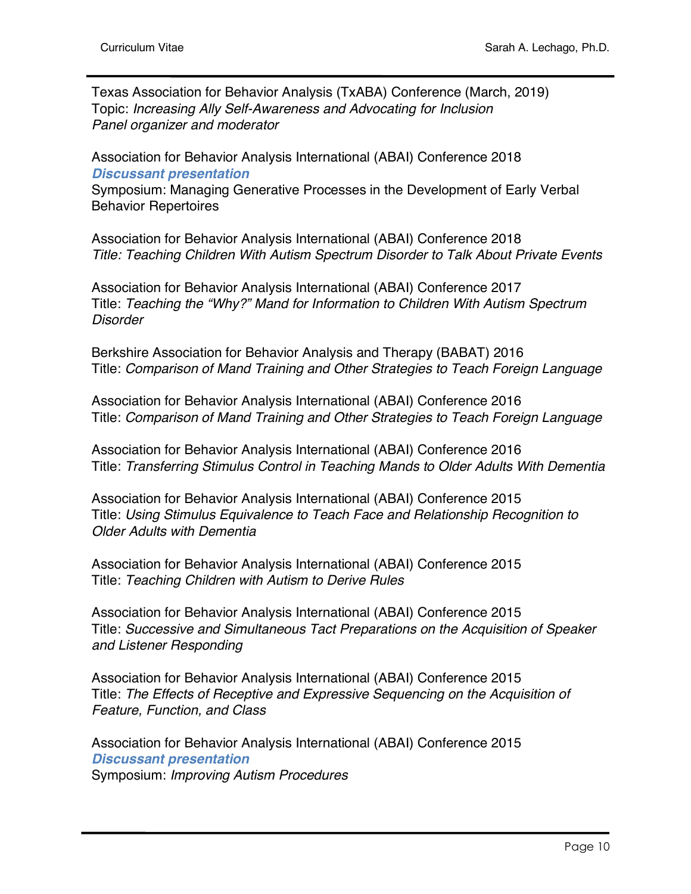Texas Association for Behavior Analysis (TxABA) Conference (March, 2019)
Topic: *Increasing Ally Self-Awareness and Advocating for Inclusion*
*Panel organizer and moderator*

Association for Behavior Analysis International (ABAI) Conference 2018
***Discussant presentation***
Symposium: Managing Generative Processes in the Development of Early Verbal Behavior Repertoires

Association for Behavior Analysis International (ABAI) Conference 2018
*Title: Teaching Children With Autism Spectrum Disorder to Talk About Private Events*

Association for Behavior Analysis International (ABAI) Conference 2017
Title: *Teaching the "Why?" Mand for Information to Children With Autism Spectrum Disorder*

Berkshire Association for Behavior Analysis and Therapy (BABAT) 2016
Title: *Comparison of Mand Training and Other Strategies to Teach Foreign Language*

Association for Behavior Analysis International (ABAI) Conference 2016
Title: *Comparison of Mand Training and Other Strategies to Teach Foreign Language*

Association for Behavior Analysis International (ABAI) Conference 2016
Title: *Transferring Stimulus Control in Teaching Mands to Older Adults With Dementia*

Association for Behavior Analysis International (ABAI) Conference 2015
Title: *Using Stimulus Equivalence to Teach Face and Relationship Recognition to Older Adults with Dementia*

Association for Behavior Analysis International (ABAI) Conference 2015
Title: *Teaching Children with Autism to Derive Rules*

Association for Behavior Analysis International (ABAI) Conference 2015
Title: *Successive and Simultaneous Tact Preparations on the Acquisition of Speaker and Listener Responding*

Association for Behavior Analysis International (ABAI) Conference 2015
Title: *The Effects of Receptive and Expressive Sequencing on the Acquisition of Feature, Function, and Class*

Association for Behavior Analysis International (ABAI) Conference 2015
***Discussant presentation***
Symposium: *Improving Autism Procedures*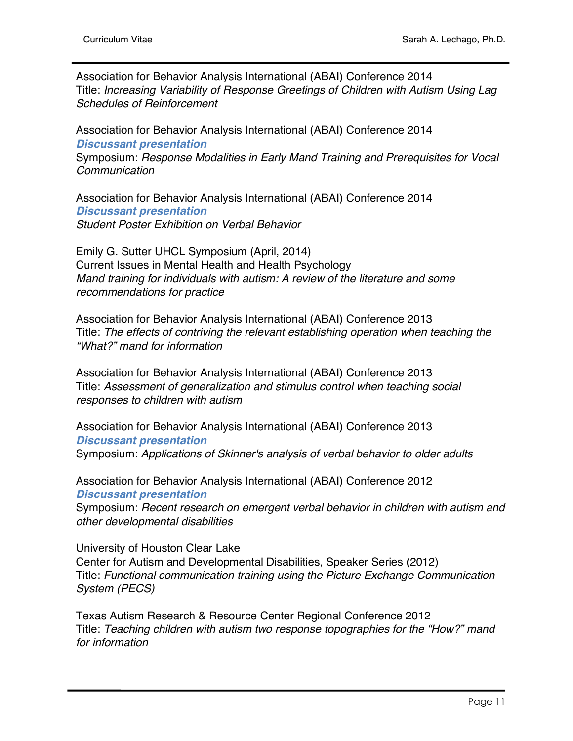Association for Behavior Analysis International (ABAI) Conference 2014
Title: *Increasing Variability of Response Greetings of Children with Autism Using Lag Schedules of Reinforcement*

Association for Behavior Analysis International (ABAI) Conference 2014
***Discussant presentation***
Symposium: *Response Modalities in Early Mand Training and Prerequisites for Vocal Communication*

Association for Behavior Analysis International (ABAI) Conference 2014
***Discussant presentation***
*Student Poster Exhibition on Verbal Behavior*

Emily G. Sutter UHCL Symposium (April, 2014)
Current Issues in Mental Health and Health Psychology
*Mand training for individuals with autism: A review of the literature and some recommendations for practice*

Association for Behavior Analysis International (ABAI) Conference 2013
Title: *The effects of contriving the relevant establishing operation when teaching the "What?" mand for information*

Association for Behavior Analysis International (ABAI) Conference 2013
Title: *Assessment of generalization and stimulus control when teaching social responses to children with autism*

Association for Behavior Analysis International (ABAI) Conference 2013
***Discussant presentation***
Symposium: *Applications of Skinner's analysis of verbal behavior to older adults*

Association for Behavior Analysis International (ABAI) Conference 2012
***Discussant presentation***
Symposium: *Recent research on emergent verbal behavior in children with autism and other developmental disabilities*

University of Houston Clear Lake
Center for Autism and Developmental Disabilities, Speaker Series (2012)
Title: *Functional communication training using the Picture Exchange Communication System (PECS)*

Texas Autism Research & Resource Center Regional Conference 2012
Title: *Teaching children with autism two response topographies for the "How?" mand for information*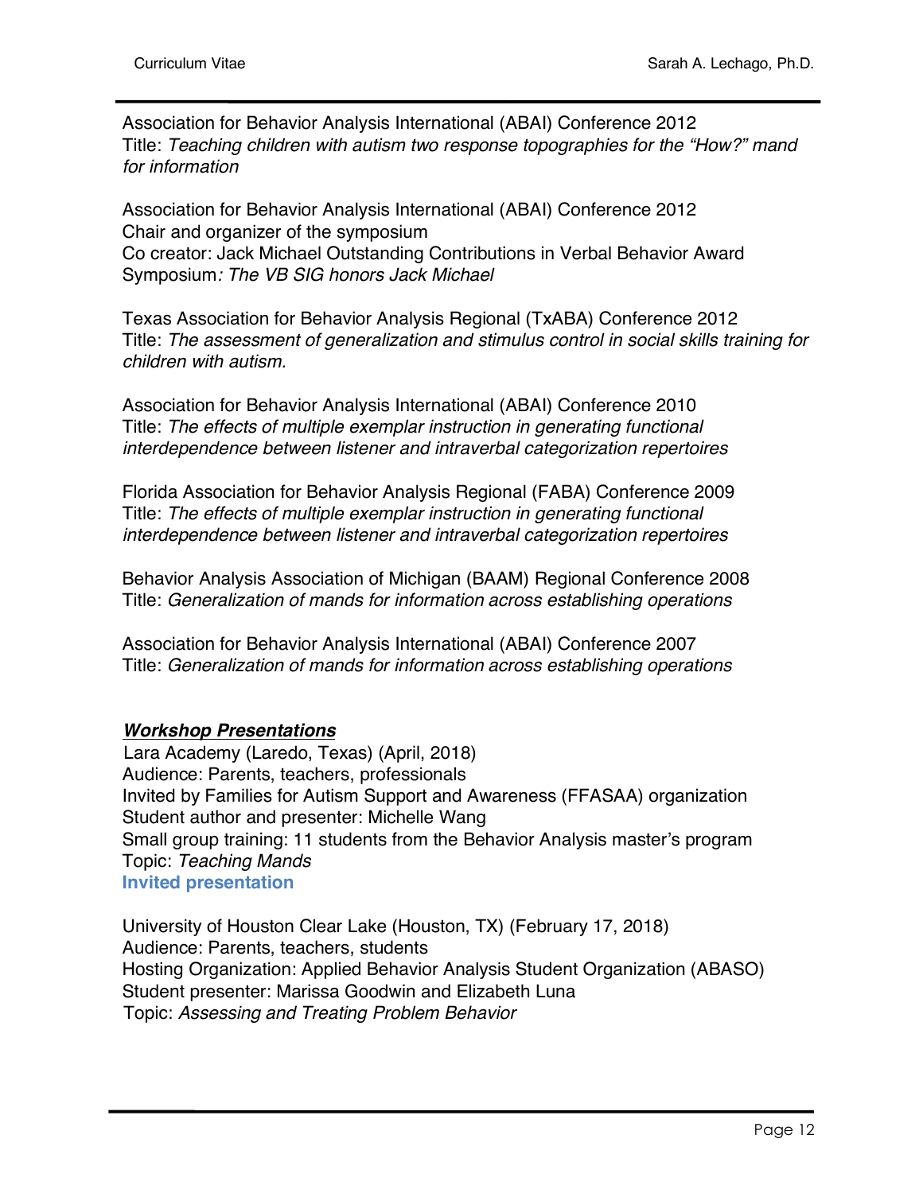Association for Behavior Analysis International (ABAI) Conference 2012
Title: *Teaching children with autism two response topographies for the "How?" mand for information*

Association for Behavior Analysis International (ABAI) Conference 2012
Chair and organizer of the symposium
Co creator: Jack Michael Outstanding Contributions in Verbal Behavior Award
Symposium*: The VB SIG honors Jack Michael*

Texas Association for Behavior Analysis Regional (TxABA) Conference 2012
Title: *The assessment of generalization and stimulus control in social skills training for children with autism.*

Association for Behavior Analysis International (ABAI) Conference 2010
Title: *The effects of multiple exemplar instruction in generating functional interdependence between listener and intraverbal categorization repertoires*

Florida Association for Behavior Analysis Regional (FABA) Conference 2009
Title: *The effects of multiple exemplar instruction in generating functional interdependence between listener and intraverbal categorization repertoires*

Behavior Analysis Association of Michigan (BAAM) Regional Conference 2008
Title: *Generalization of mands for information across establishing operations*

Association for Behavior Analysis International (ABAI) Conference 2007
Title: *Generalization of mands for information across establishing operations*

### ***Workshop Presentations***

Lara Academy (Laredo, Texas) (April, 2018)
Audience: Parents, teachers, professionals
Invited by Families for Autism Support and Awareness (FFASAA) organization
Student author and presenter: Michelle Wang
Small group training: 11 students from the Behavior Analysis master's program
Topic: *Teaching Mands*
**Invited presentation**

University of Houston Clear Lake (Houston, TX) (February 17, 2018)
Audience: Parents, teachers, students
Hosting Organization: Applied Behavior Analysis Student Organization (ABASO)
Student presenter: Marissa Goodwin and Elizabeth Luna
Topic: *Assessing and Treating Problem Behavior*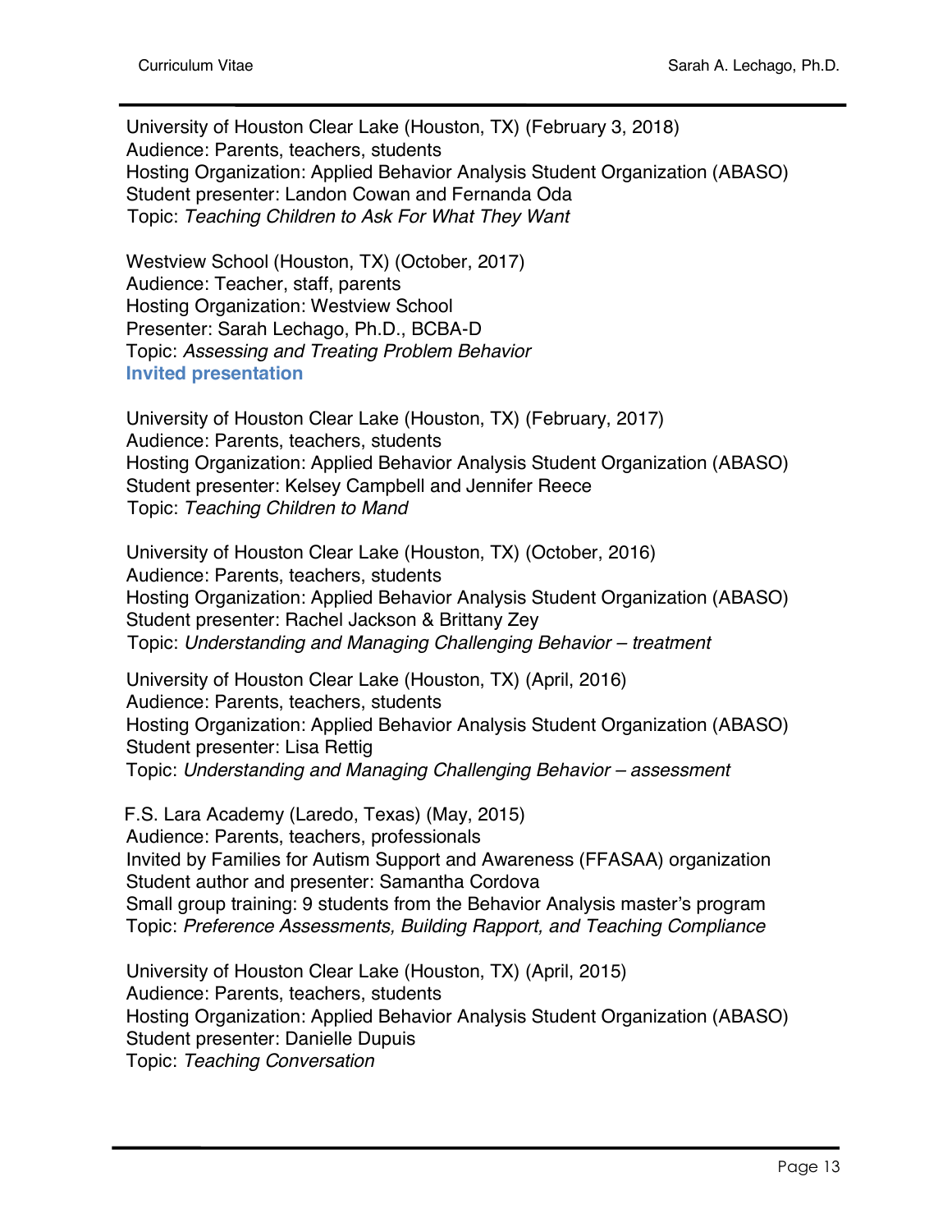University of Houston Clear Lake (Houston, TX) (February 3, 2018)
Audience: Parents, teachers, students
Hosting Organization: Applied Behavior Analysis Student Organization (ABASO)
Student presenter: Landon Cowan and Fernanda Oda
Topic: *Teaching Children to Ask For What They Want*

Westview School (Houston, TX) (October, 2017)
Audience: Teacher, staff, parents
Hosting Organization: Westview School
Presenter: Sarah Lechago, Ph.D., BCBA-D
Topic: *Assessing and Treating Problem Behavior*
**Invited presentation**

University of Houston Clear Lake (Houston, TX) (February, 2017)
Audience: Parents, teachers, students
Hosting Organization: Applied Behavior Analysis Student Organization (ABASO)
Student presenter: Kelsey Campbell and Jennifer Reece
Topic: *Teaching Children to Mand*

University of Houston Clear Lake (Houston, TX) (October, 2016)
Audience: Parents, teachers, students
Hosting Organization: Applied Behavior Analysis Student Organization (ABASO)
Student presenter: Rachel Jackson & Brittany Zey
Topic: *Understanding and Managing Challenging Behavior – treatment*

University of Houston Clear Lake (Houston, TX) (April, 2016)
Audience: Parents, teachers, students
Hosting Organization: Applied Behavior Analysis Student Organization (ABASO)
Student presenter: Lisa Rettig
Topic: *Understanding and Managing Challenging Behavior – assessment*

F.S. Lara Academy (Laredo, Texas) (May, 2015)
Audience: Parents, teachers, professionals
Invited by Families for Autism Support and Awareness (FFASAA) organization
Student author and presenter: Samantha Cordova
Small group training: 9 students from the Behavior Analysis master's program
Topic: *Preference Assessments, Building Rapport, and Teaching Compliance*

University of Houston Clear Lake (Houston, TX) (April, 2015)
Audience: Parents, teachers, students
Hosting Organization: Applied Behavior Analysis Student Organization (ABASO)
Student presenter: Danielle Dupuis
Topic: *Teaching Conversation*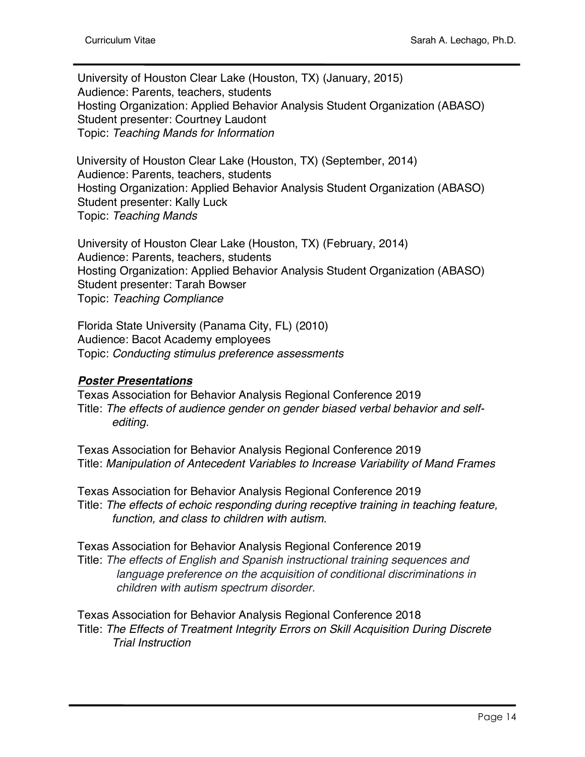University of Houston Clear Lake (Houston, TX) (January, 2015)
Audience: Parents, teachers, students
Hosting Organization: Applied Behavior Analysis Student Organization (ABASO)
Student presenter: Courtney Laudont
Topic: *Teaching Mands for Information*

University of Houston Clear Lake (Houston, TX) (September, 2014)
Audience: Parents, teachers, students
Hosting Organization: Applied Behavior Analysis Student Organization (ABASO)
Student presenter: Kally Luck
Topic: *Teaching Mands*

University of Houston Clear Lake (Houston, TX) (February, 2014)
Audience: Parents, teachers, students
Hosting Organization: Applied Behavior Analysis Student Organization (ABASO)
Student presenter: Tarah Bowser
Topic: *Teaching Compliance*

Florida State University (Panama City, FL) (2010)
Audience: Bacot Academy employees
Topic: *Conducting stimulus preference assessments*

***Poster Presentations***

Texas Association for Behavior Analysis Regional Conference 2019
Title: *The effects of audience gender on gender biased verbal behavior and self-editing.*

Texas Association for Behavior Analysis Regional Conference 2019
Title: *Manipulation of Antecedent Variables to Increase Variability of Mand Frames*

Texas Association for Behavior Analysis Regional Conference 2019
Title: *The effects of echoic responding during receptive training in teaching feature, function, and class to children with autism.*

Texas Association for Behavior Analysis Regional Conference 2019
Title: *The effects of English and Spanish instructional training sequences and language preference on the acquisition of conditional discriminations in children with autism spectrum disorder.*

Texas Association for Behavior Analysis Regional Conference 2018
Title: *The Effects of Treatment Integrity Errors on Skill Acquisition During Discrete Trial Instruction*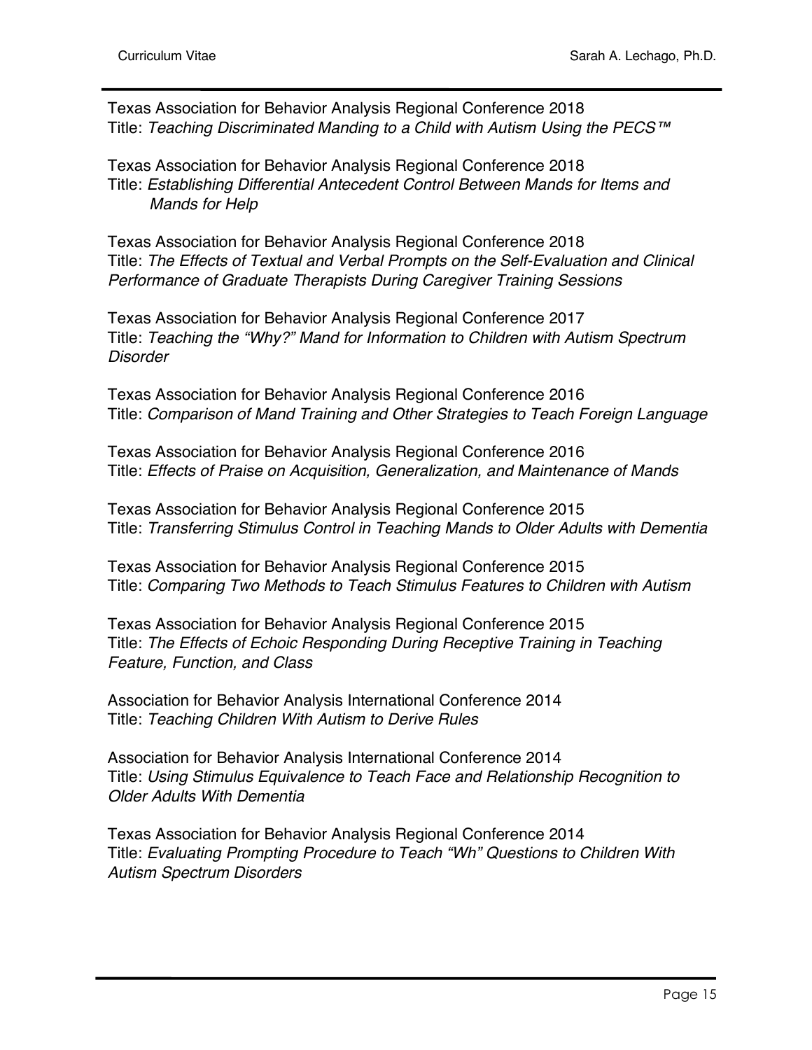Texas Association for Behavior Analysis Regional Conference 2018
Title: *Teaching Discriminated Manding to a Child with Autism Using the PECS™*

Texas Association for Behavior Analysis Regional Conference 2018
Title: *Establishing Differential Antecedent Control Between Mands for Items and Mands for Help*

Texas Association for Behavior Analysis Regional Conference 2018
Title: *The Effects of Textual and Verbal Prompts on the Self-Evaluation and Clinical Performance of Graduate Therapists During Caregiver Training Sessions*

Texas Association for Behavior Analysis Regional Conference 2017
Title: *Teaching the "Why?" Mand for Information to Children with Autism Spectrum Disorder*

Texas Association for Behavior Analysis Regional Conference 2016
Title: *Comparison of Mand Training and Other Strategies to Teach Foreign Language*

Texas Association for Behavior Analysis Regional Conference 2016
Title: *Effects of Praise on Acquisition, Generalization, and Maintenance of Mands*

Texas Association for Behavior Analysis Regional Conference 2015
Title: *Transferring Stimulus Control in Teaching Mands to Older Adults with Dementia*

Texas Association for Behavior Analysis Regional Conference 2015
Title: *Comparing Two Methods to Teach Stimulus Features to Children with Autism*

Texas Association for Behavior Analysis Regional Conference 2015
Title: *The Effects of Echoic Responding During Receptive Training in Teaching Feature, Function, and Class*

Association for Behavior Analysis International Conference 2014
Title: *Teaching Children With Autism to Derive Rules*

Association for Behavior Analysis International Conference 2014
Title: *Using Stimulus Equivalence to Teach Face and Relationship Recognition to Older Adults With Dementia*

Texas Association for Behavior Analysis Regional Conference 2014
Title: *Evaluating Prompting Procedure to Teach "Wh" Questions to Children With Autism Spectrum Disorders*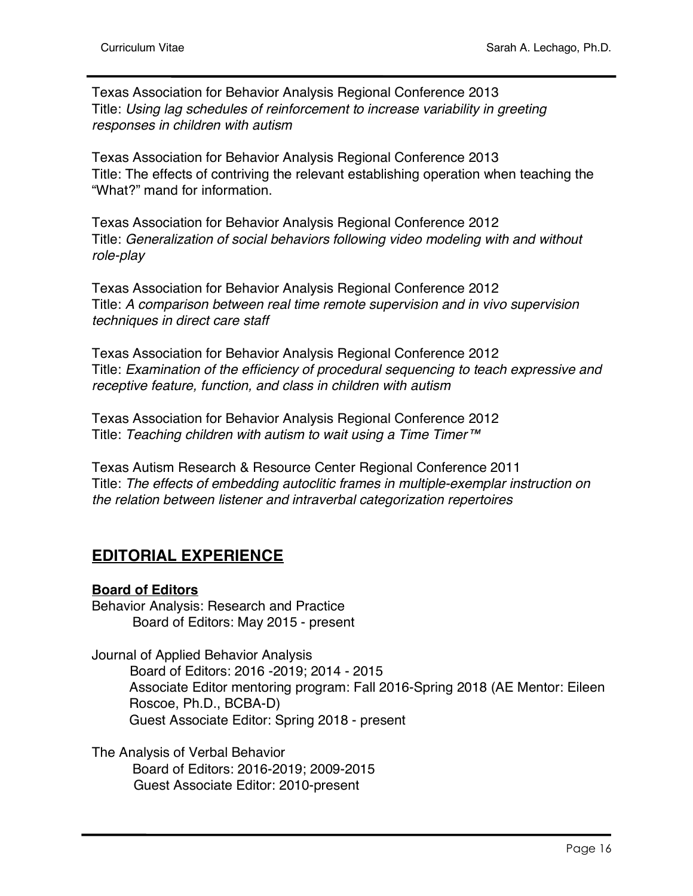Texas Association for Behavior Analysis Regional Conference 2013
Title: *Using lag schedules of reinforcement to increase variability in greeting responses in children with autism*

Texas Association for Behavior Analysis Regional Conference 2013
Title: The effects of contriving the relevant establishing operation when teaching the "What?" mand for information.

Texas Association for Behavior Analysis Regional Conference 2012
Title: *Generalization of social behaviors following video modeling with and without role-play*

Texas Association for Behavior Analysis Regional Conference 2012
Title: *A comparison between real time remote supervision and in vivo supervision techniques in direct care staff*

Texas Association for Behavior Analysis Regional Conference 2012
Title: *Examination of the efficiency of procedural sequencing to teach expressive and receptive feature, function, and class in children with autism*

Texas Association for Behavior Analysis Regional Conference 2012
Title: *Teaching children with autism to wait using a Time Timer™*

Texas Autism Research & Resource Center Regional Conference 2011
Title: *The effects of embedding autoclitic frames in multiple-exemplar instruction on the relation between listener and intraverbal categorization repertoires*

## EDITORIAL EXPERIENCE

**Board of Editors**

Behavior Analysis: Research and Practice
Board of Editors: May 2015 - present

Journal of Applied Behavior Analysis
Board of Editors: 2016 -2019; 2014 - 2015
Associate Editor mentoring program: Fall 2016-Spring 2018 (AE Mentor: Eileen Roscoe, Ph.D., BCBA-D)
Guest Associate Editor: Spring 2018 - present

The Analysis of Verbal Behavior
Board of Editors: 2016-2019; 2009-2015
Guest Associate Editor: 2010-present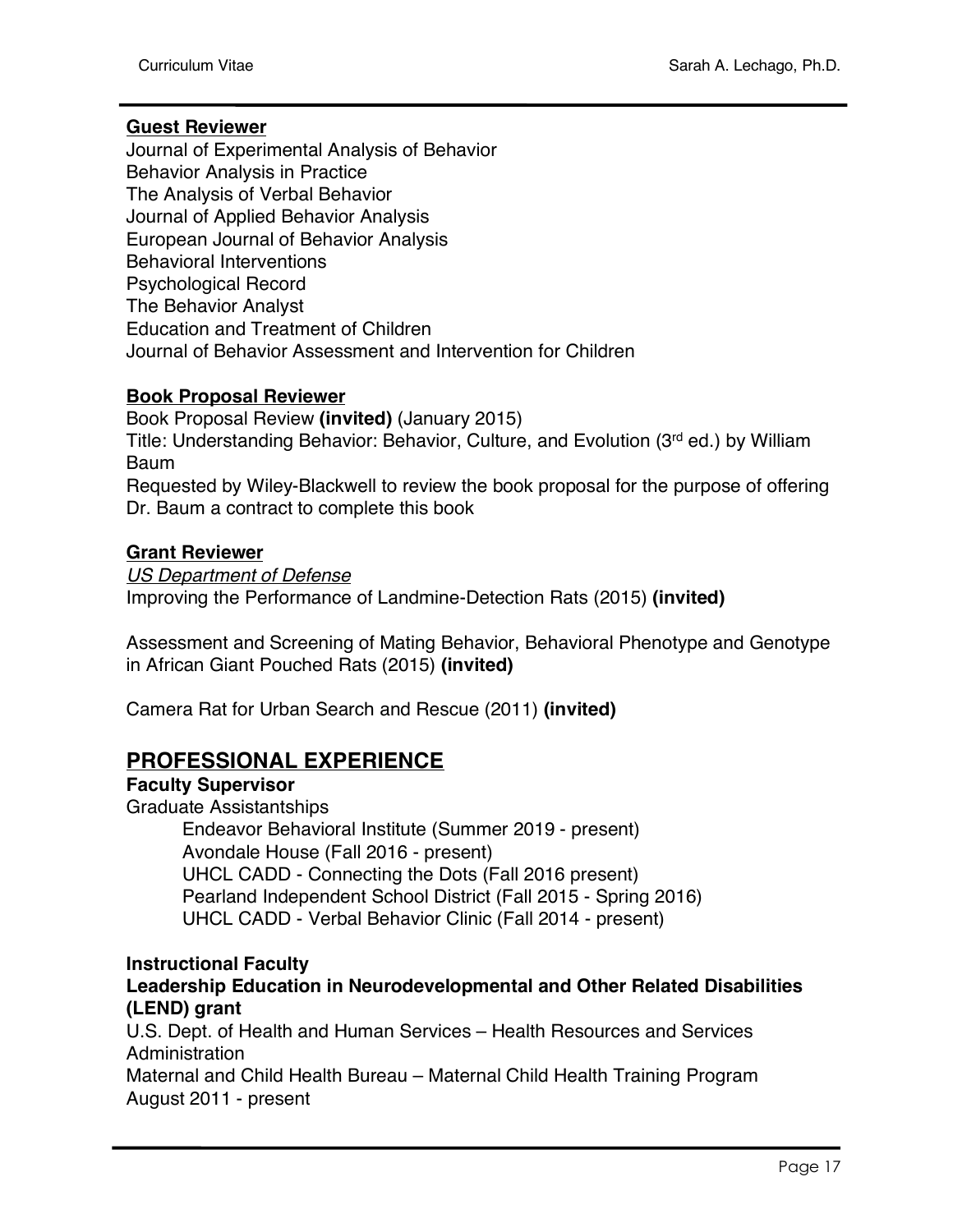**Guest Reviewer**

Journal of Experimental Analysis of Behavior
Behavior Analysis in Practice
The Analysis of Verbal Behavior
Journal of Applied Behavior Analysis
European Journal of Behavior Analysis
Behavioral Interventions
Psychological Record
The Behavior Analyst
Education and Treatment of Children
Journal of Behavior Assessment and Intervention for Children

**Book Proposal Reviewer**

Book Proposal Review **(invited)** (January 2015)
Title: Understanding Behavior: Behavior, Culture, and Evolution (3rd ed.) by William Baum
Requested by Wiley-Blackwell to review the book proposal for the purpose of offering Dr. Baum a contract to complete this book

**Grant Reviewer**

*US Department of Defense*
Improving the Performance of Landmine-Detection Rats (2015) **(invited)**

Assessment and Screening of Mating Behavior, Behavioral Phenotype and Genotype in African Giant Pouched Rats (2015) **(invited)**

Camera Rat for Urban Search and Rescue (2011) **(invited)**

## PROFESSIONAL EXPERIENCE

**Faculty Supervisor**

Graduate Assistantships

- Endeavor Behavioral Institute (Summer 2019 - present)
- Avondale House (Fall 2016 - present)
- UHCL CADD - Connecting the Dots (Fall 2016 present)
- Pearland Independent School District (Fall 2015 - Spring 2016)
- UHCL CADD - Verbal Behavior Clinic (Fall 2014 - present)

**Instructional Faculty**

**Leadership Education in Neurodevelopmental and Other Related Disabilities (LEND) grant**

U.S. Dept. of Health and Human Services – Health Resources and Services Administration
Maternal and Child Health Bureau – Maternal Child Health Training Program
August 2011 - present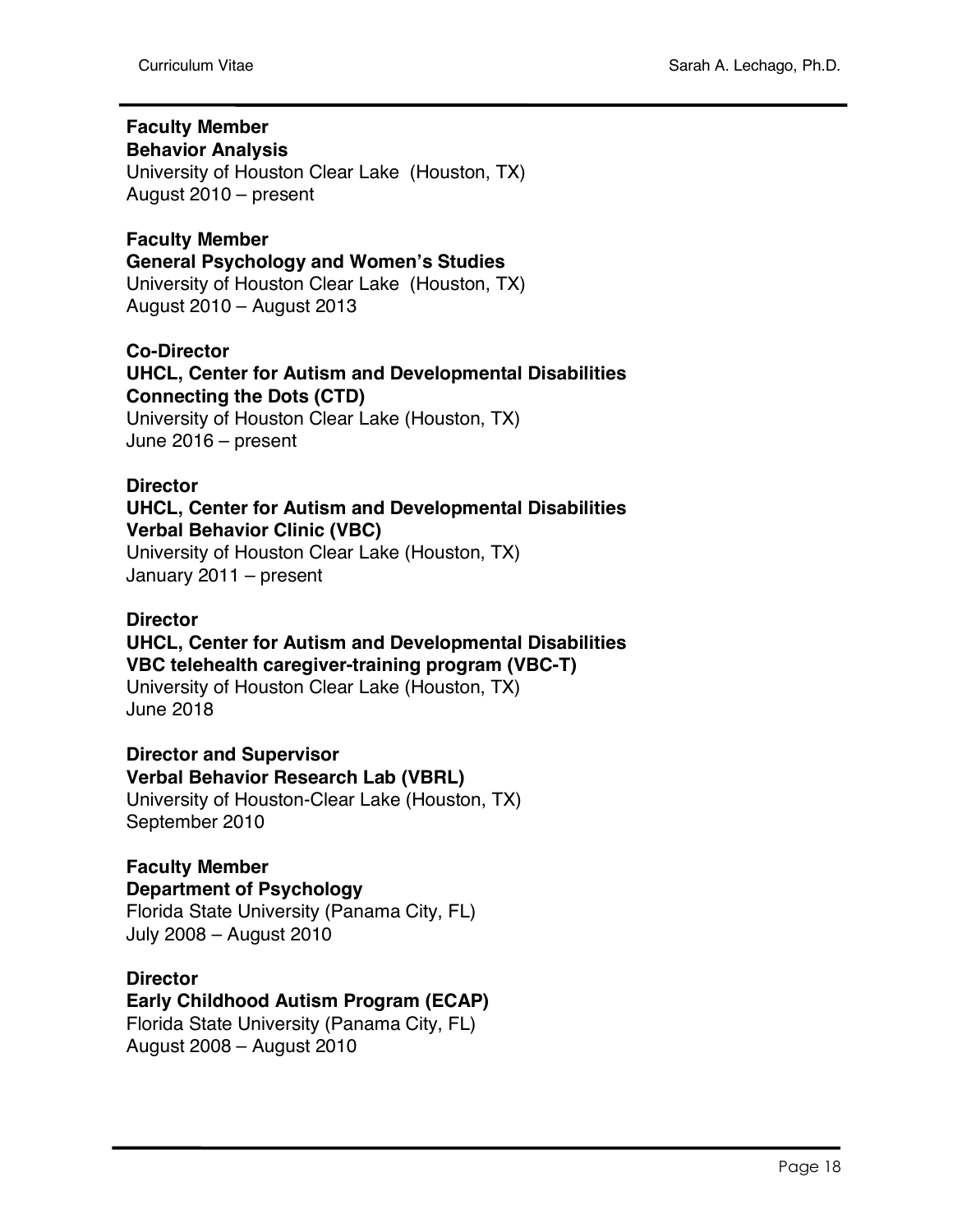**Faculty Member**
**Behavior Analysis**
University of Houston Clear Lake (Houston, TX)
August 2010 – present

**Faculty Member**
**General Psychology and Women's Studies**
University of Houston Clear Lake (Houston, TX)
August 2010 – August 2013

**Co-Director**
**UHCL, Center for Autism and Developmental Disabilities**
**Connecting the Dots (CTD)**
University of Houston Clear Lake (Houston, TX)
June 2016 – present

**Director**
**UHCL, Center for Autism and Developmental Disabilities**
**Verbal Behavior Clinic (VBC)**
University of Houston Clear Lake (Houston, TX)
January 2011 – present

**Director**
**UHCL, Center for Autism and Developmental Disabilities**
**VBC telehealth caregiver-training program (VBC-T)**
University of Houston Clear Lake (Houston, TX)
June 2018

**Director and Supervisor**
**Verbal Behavior Research Lab (VBRL)**
University of Houston-Clear Lake (Houston, TX)
September 2010

**Faculty Member**
**Department of Psychology**
Florida State University (Panama City, FL)
July 2008 – August 2010

**Director**
**Early Childhood Autism Program (ECAP)**
Florida State University (Panama City, FL)
August 2008 – August 2010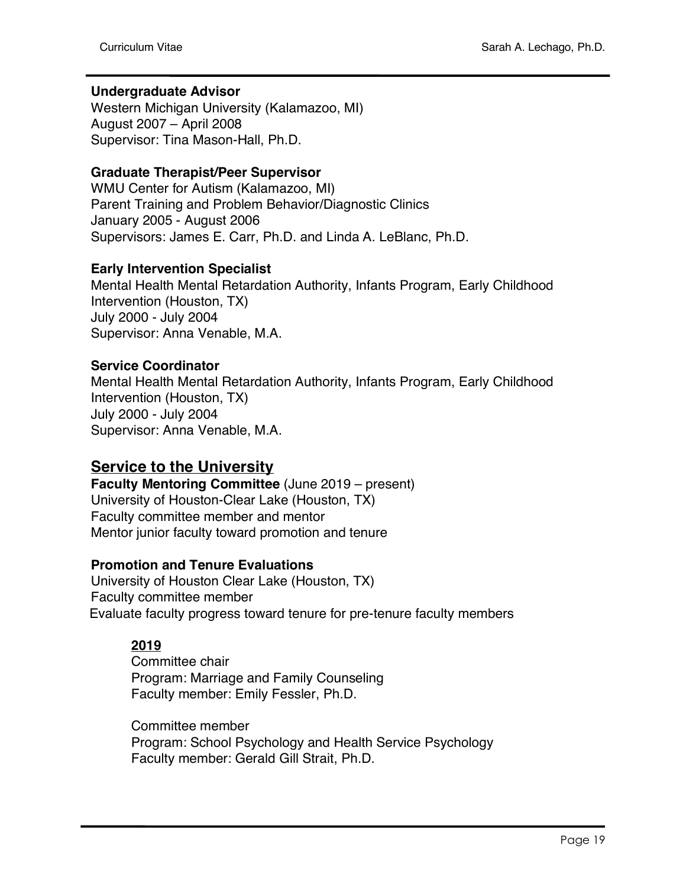**Undergraduate Advisor**
Western Michigan University (Kalamazoo, MI)
August 2007 – April 2008
Supervisor: Tina Mason-Hall, Ph.D.

**Graduate Therapist/Peer Supervisor**
WMU Center for Autism (Kalamazoo, MI)
Parent Training and Problem Behavior/Diagnostic Clinics
January 2005 - August 2006
Supervisors: James E. Carr, Ph.D. and Linda A. LeBlanc, Ph.D.

**Early Intervention Specialist**
Mental Health Mental Retardation Authority, Infants Program, Early Childhood Intervention (Houston, TX)
July 2000 - July 2004
Supervisor: Anna Venable, M.A.

**Service Coordinator**
Mental Health Mental Retardation Authority, Infants Program, Early Childhood Intervention (Houston, TX)
July 2000 - July 2004
Supervisor: Anna Venable, M.A.

## Service to the University

**Faculty Mentoring Committee** (June 2019 – present)
University of Houston-Clear Lake (Houston, TX)
Faculty committee member and mentor
Mentor junior faculty toward promotion and tenure

**Promotion and Tenure Evaluations**
University of Houston Clear Lake (Houston, TX)
Faculty committee member
Evaluate faculty progress toward tenure for pre-tenure faculty members

**2019**

Committee chair
Program: Marriage and Family Counseling
Faculty member: Emily Fessler, Ph.D.

Committee member
Program: School Psychology and Health Service Psychology
Faculty member: Gerald Gill Strait, Ph.D.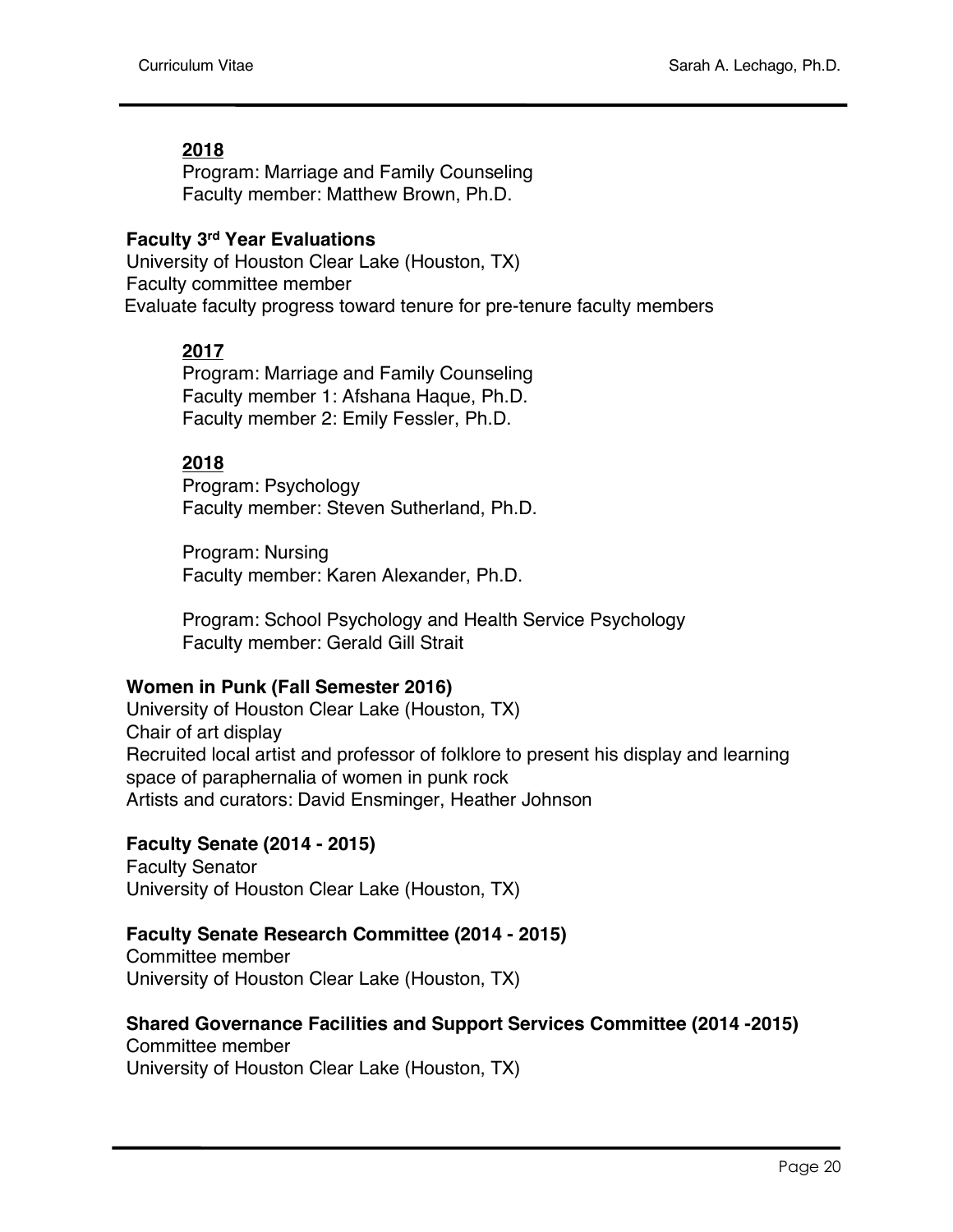**2018**

Program: Marriage and Family Counseling
Faculty member: Matthew Brown, Ph.D.

**Faculty 3rd Year Evaluations**

University of Houston Clear Lake (Houston, TX)
Faculty committee member
Evaluate faculty progress toward tenure for pre-tenure faculty members

**2017**

Program: Marriage and Family Counseling
Faculty member 1: Afshana Haque, Ph.D.
Faculty member 2: Emily Fessler, Ph.D.

**2018**

Program: Psychology
Faculty member: Steven Sutherland, Ph.D.

Program: Nursing
Faculty member: Karen Alexander, Ph.D.

Program: School Psychology and Health Service Psychology
Faculty member: Gerald Gill Strait

**Women in Punk (Fall Semester 2016)**

University of Houston Clear Lake (Houston, TX)
Chair of art display
Recruited local artist and professor of folklore to present his display and learning space of paraphernalia of women in punk rock
Artists and curators: David Ensminger, Heather Johnson

**Faculty Senate (2014 - 2015)**

Faculty Senator
University of Houston Clear Lake (Houston, TX)

**Faculty Senate Research Committee (2014 - 2015)**

Committee member
University of Houston Clear Lake (Houston, TX)

**Shared Governance Facilities and Support Services Committee (2014 -2015)**

Committee member
University of Houston Clear Lake (Houston, TX)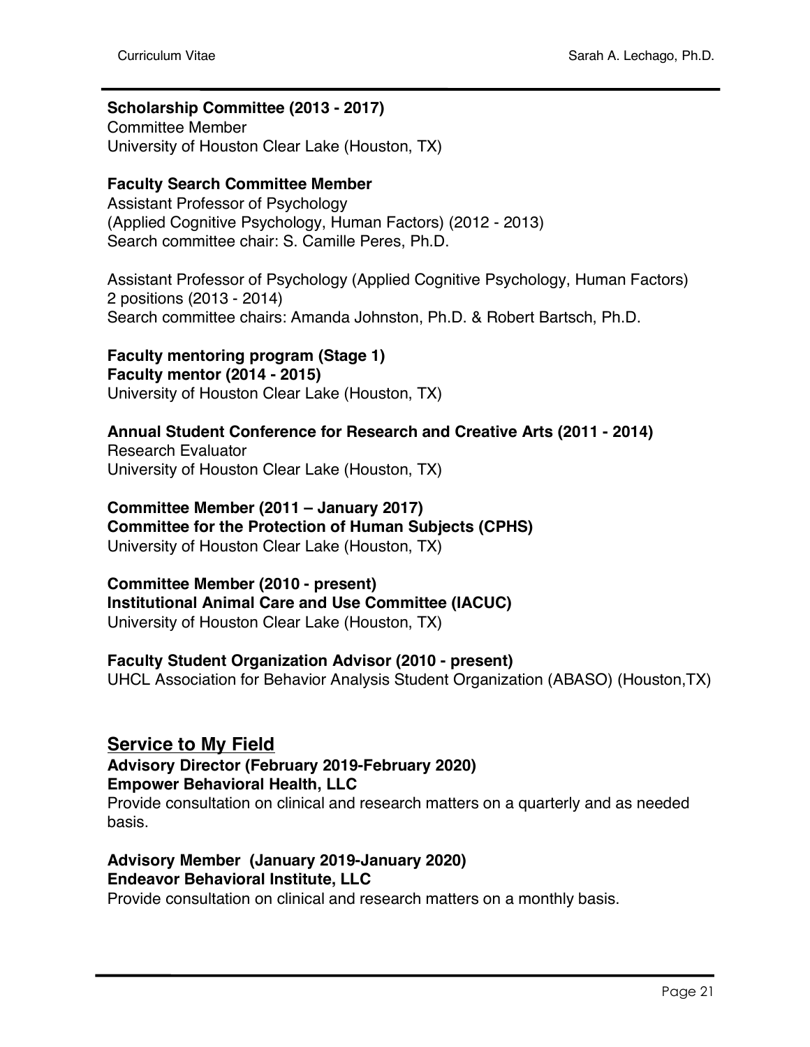**Scholarship Committee (2013 - 2017)**
Committee Member
University of Houston Clear Lake (Houston, TX)

**Faculty Search Committee Member**
Assistant Professor of Psychology
(Applied Cognitive Psychology, Human Factors) (2012 - 2013)
Search committee chair: S. Camille Peres, Ph.D.

Assistant Professor of Psychology (Applied Cognitive Psychology, Human Factors)
2 positions (2013 - 2014)
Search committee chairs: Amanda Johnston, Ph.D. & Robert Bartsch, Ph.D.

**Faculty mentoring program (Stage 1)**
**Faculty mentor (2014 - 2015)**
University of Houston Clear Lake (Houston, TX)

**Annual Student Conference for Research and Creative Arts (2011 - 2014)**
Research Evaluator
University of Houston Clear Lake (Houston, TX)

**Committee Member (2011 – January 2017)**
**Committee for the Protection of Human Subjects (CPHS)**
University of Houston Clear Lake (Houston, TX)

**Committee Member (2010 - present)**
**Institutional Animal Care and Use Committee (IACUC)**
University of Houston Clear Lake (Houston, TX)

**Faculty Student Organization Advisor (2010 - present)**
UHCL Association for Behavior Analysis Student Organization (ABASO) (Houston,TX)

## Service to My Field

**Advisory Director (February 2019-February 2020)**
**Empower Behavioral Health, LLC**
Provide consultation on clinical and research matters on a quarterly and as needed basis.

**Advisory Member (January 2019-January 2020)**
**Endeavor Behavioral Institute, LLC**
Provide consultation on clinical and research matters on a monthly basis.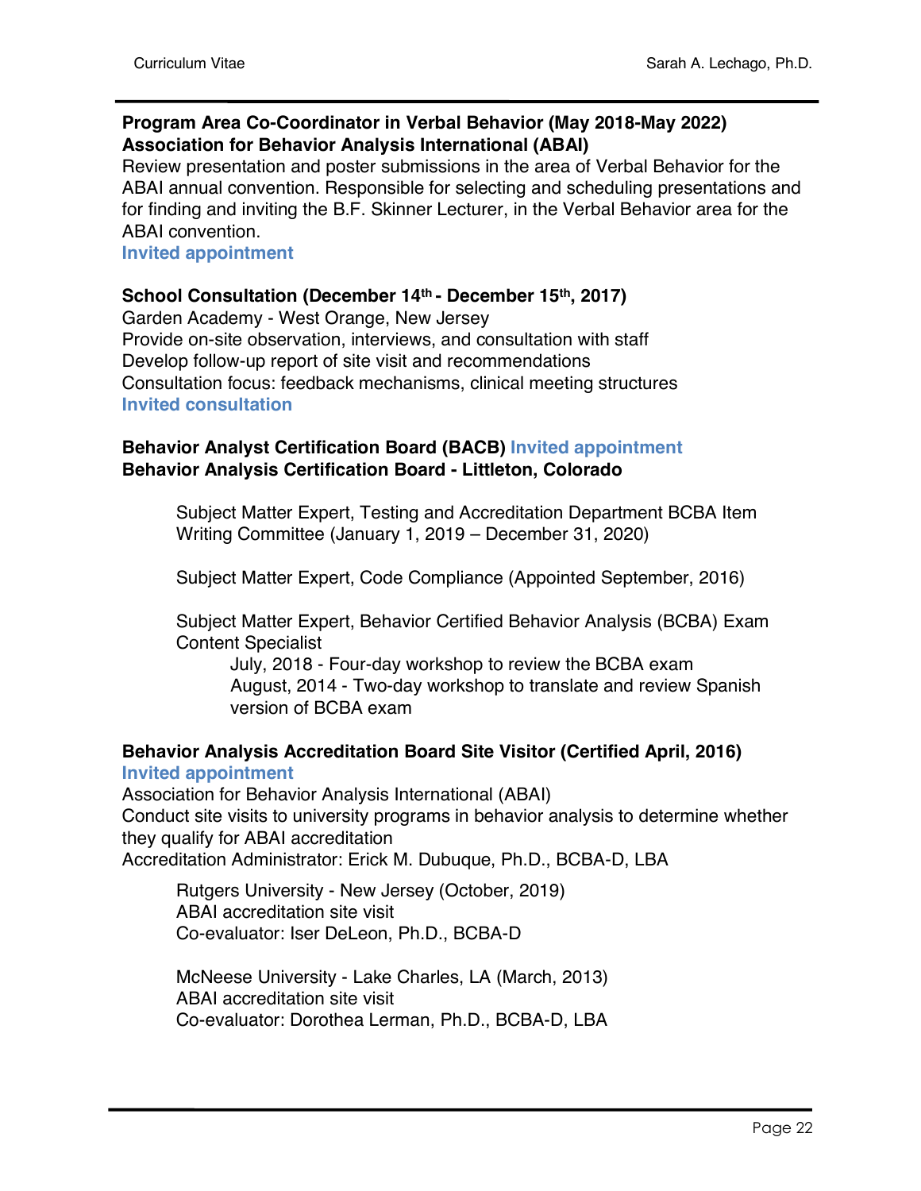**Program Area Co-Coordinator in Verbal Behavior (May 2018-May 2022)**
**Association for Behavior Analysis International (ABAI)**
Review presentation and poster submissions in the area of Verbal Behavior for the ABAI annual convention. Responsible for selecting and scheduling presentations and for finding and inviting the B.F. Skinner Lecturer, in the Verbal Behavior area for the ABAI convention.
**Invited appointment**

**School Consultation (December 14th - December 15th, 2017)**
Garden Academy - West Orange, New Jersey
Provide on-site observation, interviews, and consultation with staff
Develop follow-up report of site visit and recommendations
Consultation focus: feedback mechanisms, clinical meeting structures
**Invited consultation**

**Behavior Analyst Certification Board (BACB) Invited appointment**
**Behavior Analysis Certification Board - Littleton, Colorado**

> Subject Matter Expert, Testing and Accreditation Department BCBA Item Writing Committee (January 1, 2019 – December 31, 2020)
>
> Subject Matter Expert, Code Compliance (Appointed September, 2016)
>
> Subject Matter Expert, Behavior Certified Behavior Analysis (BCBA) Exam Content Specialist
>
> > July, 2018 - Four-day workshop to review the BCBA exam
> > August, 2014 - Two-day workshop to translate and review Spanish version of BCBA exam

**Behavior Analysis Accreditation Board Site Visitor (Certified April, 2016)**
**Invited appointment**
Association for Behavior Analysis International (ABAI)
Conduct site visits to university programs in behavior analysis to determine whether they qualify for ABAI accreditation
Accreditation Administrator: Erick M. Dubuque, Ph.D., BCBA-D, LBA

> Rutgers University - New Jersey (October, 2019)
> ABAI accreditation site visit
> Co-evaluator: Iser DeLeon, Ph.D., BCBA-D
>
> McNeese University - Lake Charles, LA (March, 2013)
> ABAI accreditation site visit
> Co-evaluator: Dorothea Lerman, Ph.D., BCBA-D, LBA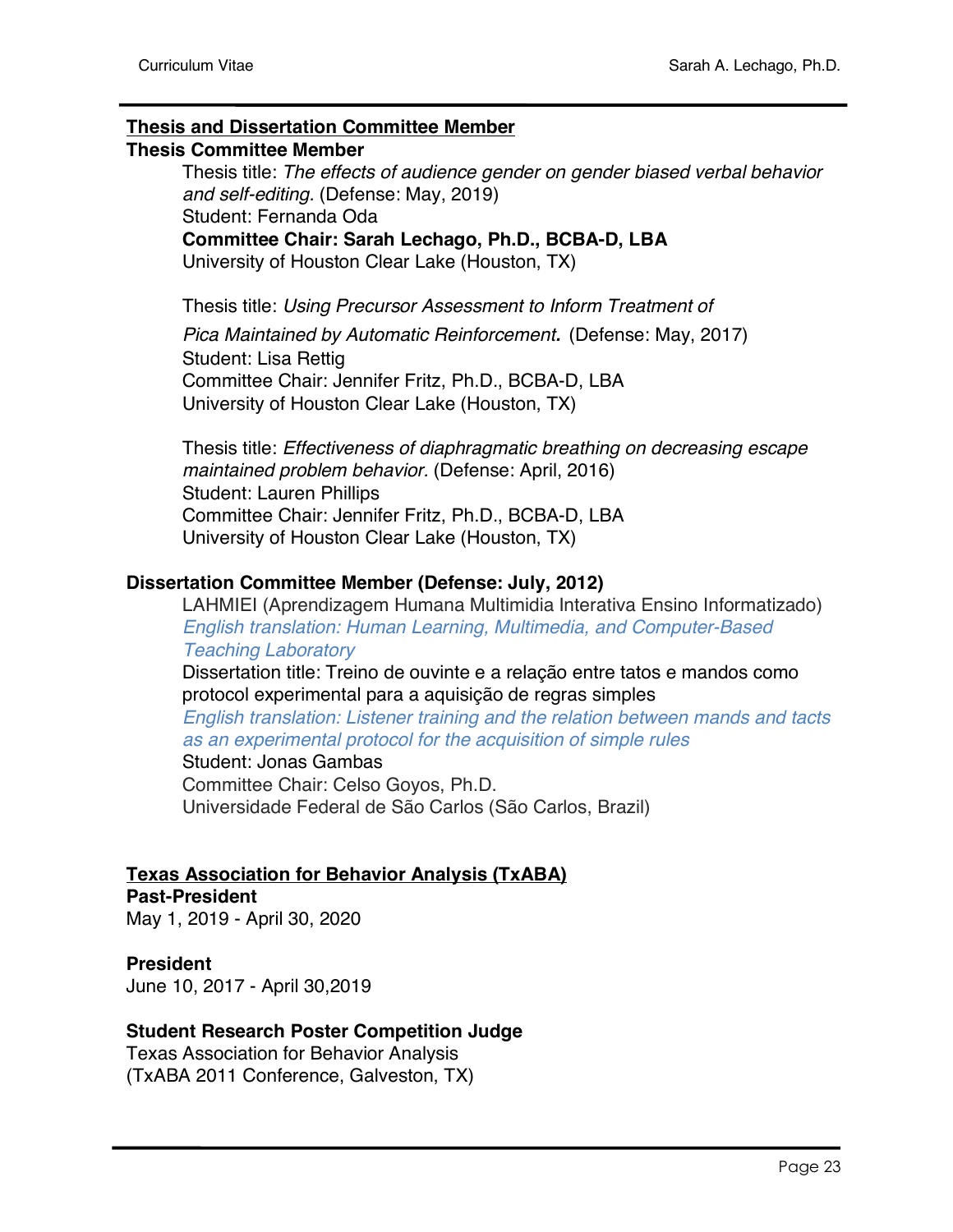## Thesis and Dissertation Committee Member

### Thesis Committee Member

Thesis title: *The effects of audience gender on gender biased verbal behavior and self-editing.* (Defense: May, 2019)
Student: Fernanda Oda
**Committee Chair: Sarah Lechago, Ph.D., BCBA-D, LBA**
University of Houston Clear Lake (Houston, TX)

Thesis title: *Using Precursor Assessment to Inform Treatment of Pica Maintained by Automatic Reinforcement.* (Defense: May, 2017)
Student: Lisa Rettig
Committee Chair: Jennifer Fritz, Ph.D., BCBA-D, LBA
University of Houston Clear Lake (Houston, TX)

Thesis title: *Effectiveness of diaphragmatic breathing on decreasing escape maintained problem behavior.* (Defense: April, 2016)
Student: Lauren Phillips
Committee Chair: Jennifer Fritz, Ph.D., BCBA-D, LBA
University of Houston Clear Lake (Houston, TX)

### Dissertation Committee Member (Defense: July, 2012)

LAHMIEI (Aprendizagem Humana Multimidia Interativa Ensino Informatizado)
*English translation: Human Learning, Multimedia, and Computer-Based Teaching Laboratory*
Dissertation title: Treino de ouvinte e a relação entre tatos e mandos como protocol experimental para a aquisição de regras simples
*English translation: Listener training and the relation between mands and tacts as an experimental protocol for the acquisition of simple rules*
Student: Jonas Gambas
Committee Chair: Celso Goyos, Ph.D.
Universidade Federal de São Carlos (São Carlos, Brazil)

## Texas Association for Behavior Analysis (TxABA)

**Past-President**
May 1, 2019 - April 30, 2020

**President**
June 10, 2017 - April 30,2019

**Student Research Poster Competition Judge**
Texas Association for Behavior Analysis
(TxABA 2011 Conference, Galveston, TX)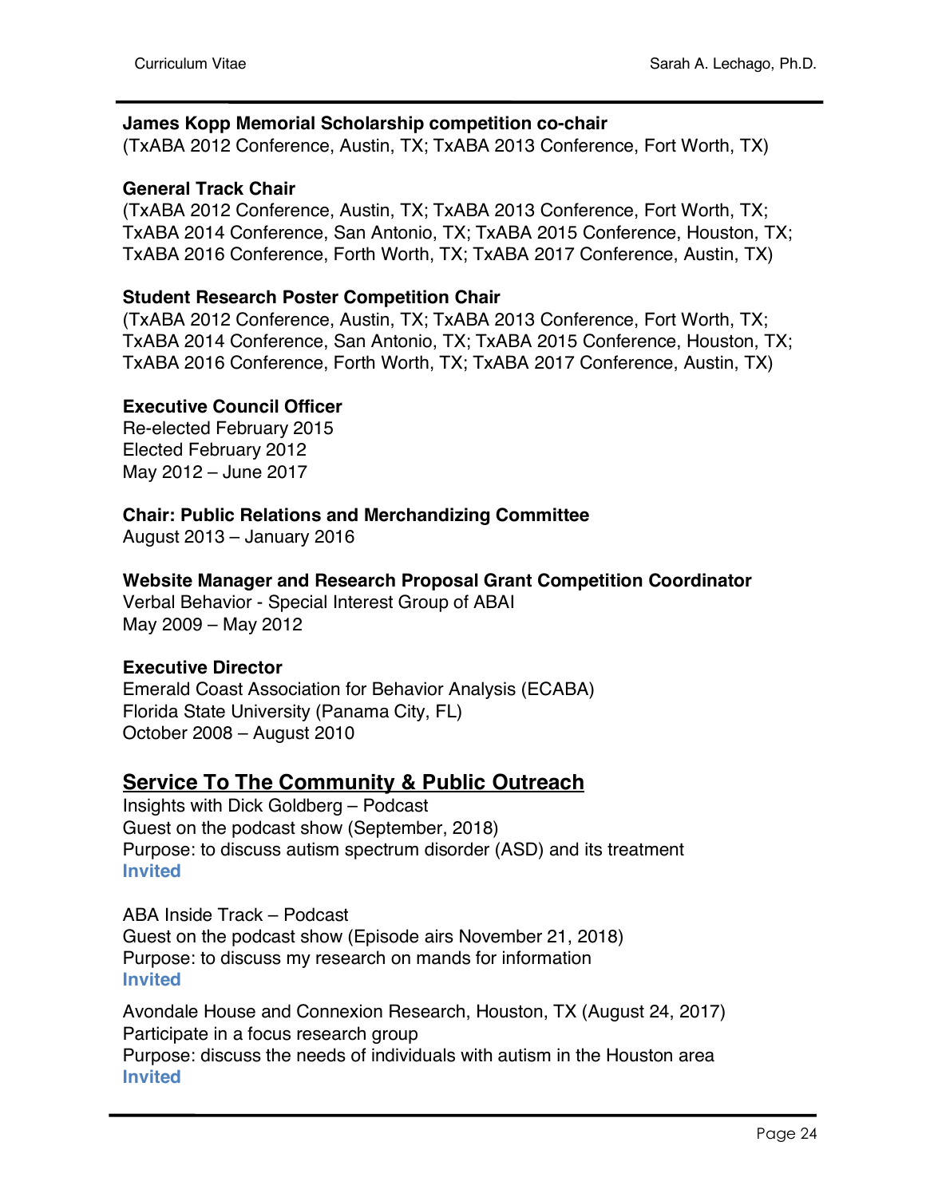**James Kopp Memorial Scholarship competition co-chair**
(TxABA 2012 Conference, Austin, TX; TxABA 2013 Conference, Fort Worth, TX)

**General Track Chair**
(TxABA 2012 Conference, Austin, TX; TxABA 2013 Conference, Fort Worth, TX; TxABA 2014 Conference, San Antonio, TX; TxABA 2015 Conference, Houston, TX; TxABA 2016 Conference, Forth Worth, TX; TxABA 2017 Conference, Austin, TX)

**Student Research Poster Competition Chair**
(TxABA 2012 Conference, Austin, TX; TxABA 2013 Conference, Fort Worth, TX; TxABA 2014 Conference, San Antonio, TX; TxABA 2015 Conference, Houston, TX; TxABA 2016 Conference, Forth Worth, TX; TxABA 2017 Conference, Austin, TX)

**Executive Council Officer**
Re-elected February 2015
Elected February 2012
May 2012 – June 2017

**Chair: Public Relations and Merchandizing Committee**
August 2013 – January 2016

**Website Manager and Research Proposal Grant Competition Coordinator**
Verbal Behavior - Special Interest Group of ABAI
May 2009 – May 2012

**Executive Director**
Emerald Coast Association for Behavior Analysis (ECABA)
Florida State University (Panama City, FL)
October 2008 – August 2010

## Service To The Community & Public Outreach

Insights with Dick Goldberg – Podcast
Guest on the podcast show (September, 2018)
Purpose: to discuss autism spectrum disorder (ASD) and its treatment
**Invited**

ABA Inside Track – Podcast
Guest on the podcast show (Episode airs November 21, 2018)
Purpose: to discuss my research on mands for information
**Invited**

Avondale House and Connexion Research, Houston, TX (August 24, 2017)
Participate in a focus research group
Purpose: discuss the needs of individuals with autism in the Houston area
**Invited**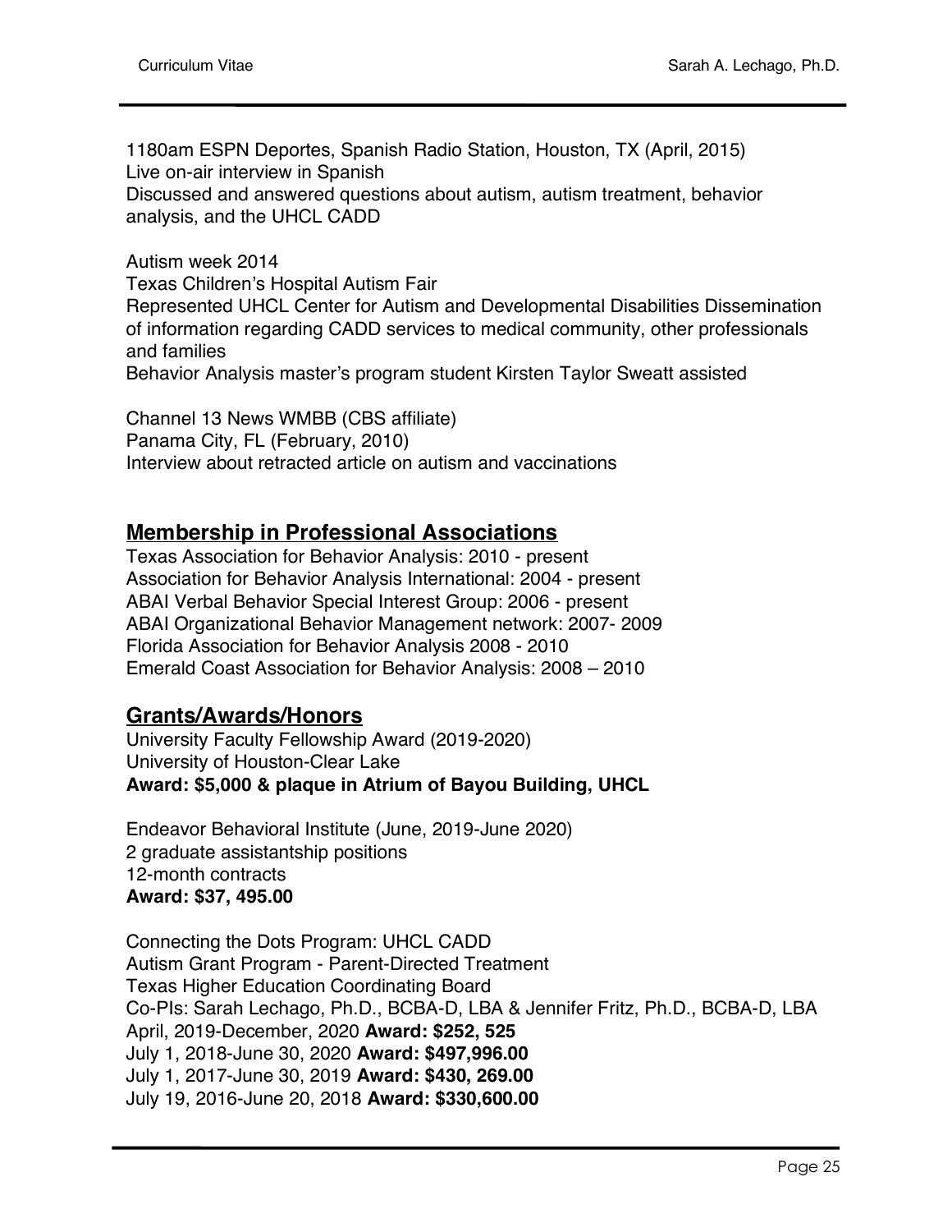1180am ESPN Deportes, Spanish Radio Station, Houston, TX (April, 2015)
Live on-air interview in Spanish
Discussed and answered questions about autism, autism treatment, behavior analysis, and the UHCL CADD

Autism week 2014
Texas Children's Hospital Autism Fair
Represented UHCL Center for Autism and Developmental Disabilities Dissemination of information regarding CADD services to medical community, other professionals and families
Behavior Analysis master's program student Kirsten Taylor Sweatt assisted

Channel 13 News WMBB (CBS affiliate)
Panama City, FL (February, 2010)
Interview about retracted article on autism and vaccinations

## Membership in Professional Associations

Texas Association for Behavior Analysis: 2010 - present
Association for Behavior Analysis International: 2004 - present
ABAI Verbal Behavior Special Interest Group: 2006 - present
ABAI Organizational Behavior Management network: 2007- 2009
Florida Association for Behavior Analysis 2008 - 2010
Emerald Coast Association for Behavior Analysis: 2008 – 2010

## Grants/Awards/Honors

University Faculty Fellowship Award (2019-2020)
University of Houston-Clear Lake
**Award: $5,000 & plaque in Atrium of Bayou Building, UHCL**

Endeavor Behavioral Institute (June, 2019-June 2020)
2 graduate assistantship positions
12-month contracts
**Award: $37, 495.00**

Connecting the Dots Program: UHCL CADD
Autism Grant Program - Parent-Directed Treatment
Texas Higher Education Coordinating Board
Co-PIs: Sarah Lechago, Ph.D., BCBA-D, LBA & Jennifer Fritz, Ph.D., BCBA-D, LBA
April, 2019-December, 2020 **Award: $252, 525**
July 1, 2018-June 30, 2020 **Award: $497,996.00**
July 1, 2017-June 30, 2019 **Award: $430, 269.00**
July 19, 2016-June 20, 2018 **Award: $330,600.00**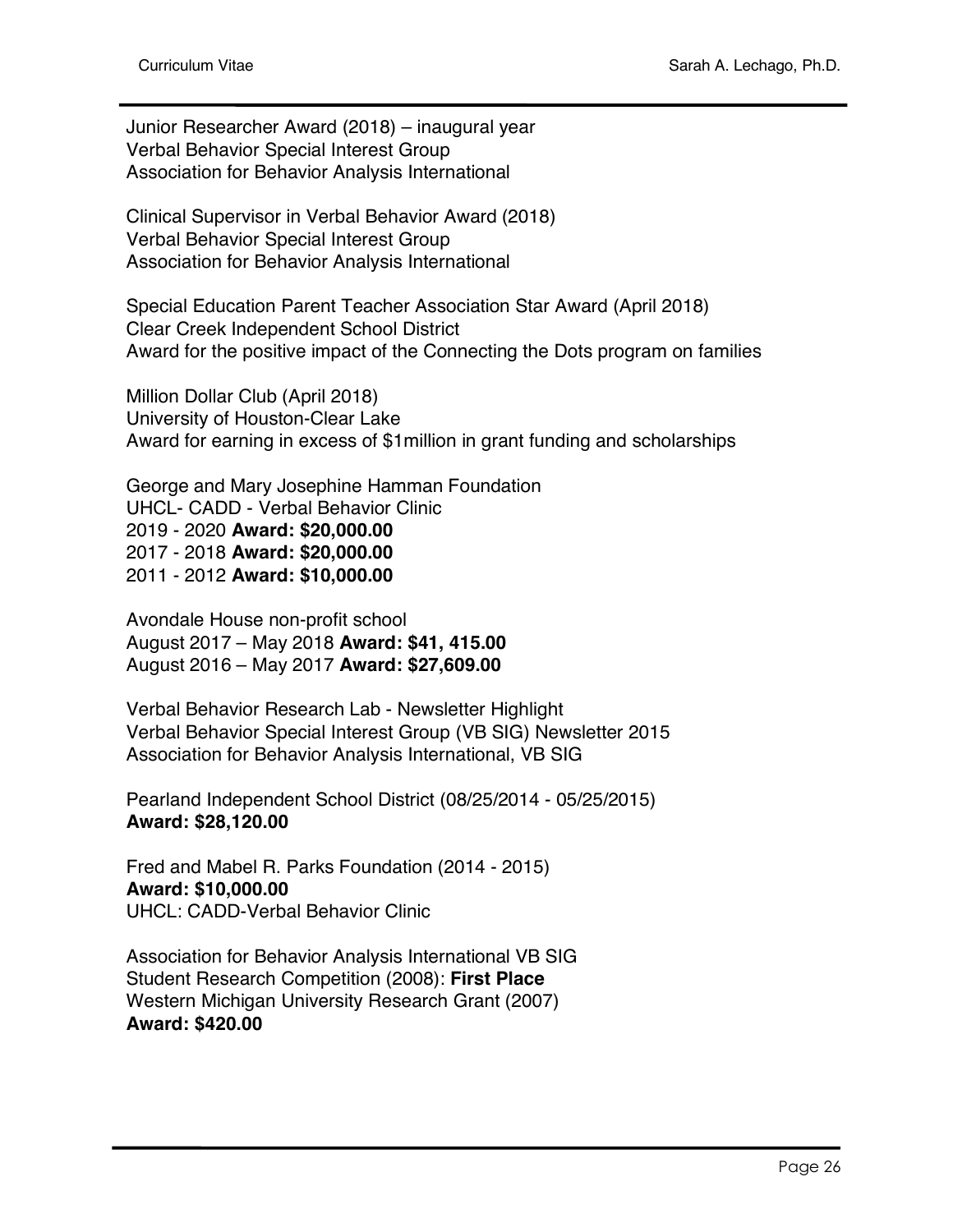Junior Researcher Award (2018) – inaugural year
Verbal Behavior Special Interest Group
Association for Behavior Analysis International

Clinical Supervisor in Verbal Behavior Award (2018)
Verbal Behavior Special Interest Group
Association for Behavior Analysis International

Special Education Parent Teacher Association Star Award (April 2018)
Clear Creek Independent School District
Award for the positive impact of the Connecting the Dots program on families

Million Dollar Club (April 2018)
University of Houston-Clear Lake
Award for earning in excess of $1million in grant funding and scholarships

George and Mary Josephine Hamman Foundation
UHCL- CADD - Verbal Behavior Clinic
2019 - 2020 **Award: $20,000.00**
2017 - 2018 **Award: $20,000.00**
2011 - 2012 **Award: $10,000.00**

Avondale House non-profit school
August 2017 – May 2018 **Award: $41, 415.00**
August 2016 – May 2017 **Award: $27,609.00**

Verbal Behavior Research Lab - Newsletter Highlight
Verbal Behavior Special Interest Group (VB SIG) Newsletter 2015
Association for Behavior Analysis International, VB SIG

Pearland Independent School District (08/25/2014 - 05/25/2015)
**Award: $28,120.00**

Fred and Mabel R. Parks Foundation (2014 - 2015)
**Award: $10,000.00**
UHCL: CADD-Verbal Behavior Clinic

Association for Behavior Analysis International VB SIG
Student Research Competition (2008): **First Place**
Western Michigan University Research Grant (2007)
**Award: $420.00**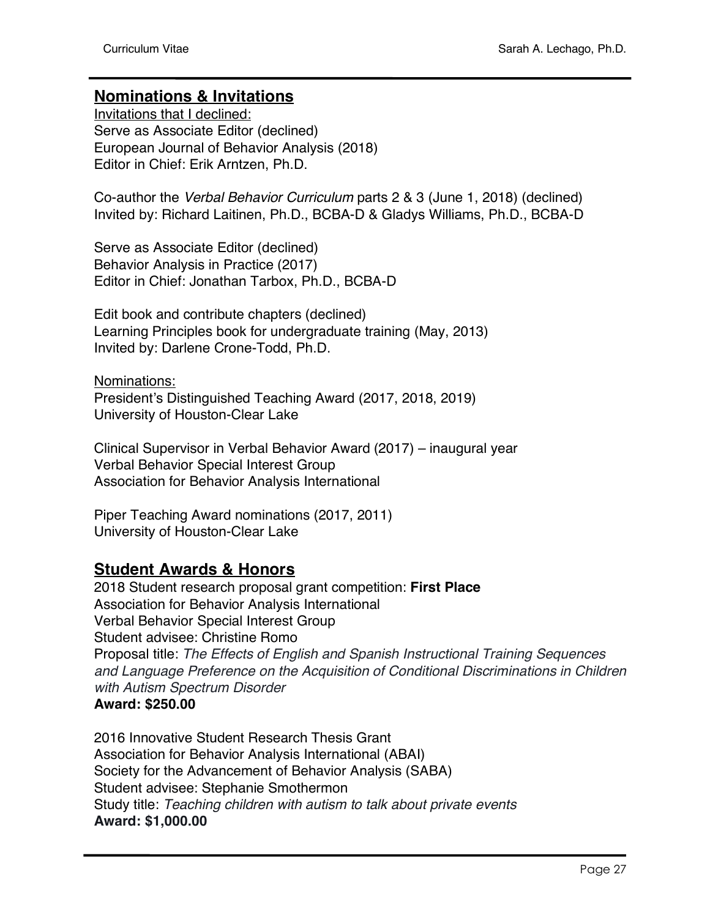## Nominations & Invitations

Invitations that I declined:

Serve as Associate Editor (declined)
European Journal of Behavior Analysis (2018)
Editor in Chief: Erik Arntzen, Ph.D.

Co-author the *Verbal Behavior Curriculum* parts 2 & 3 (June 1, 2018) (declined)
Invited by: Richard Laitinen, Ph.D., BCBA-D & Gladys Williams, Ph.D., BCBA-D

Serve as Associate Editor (declined)
Behavior Analysis in Practice (2017)
Editor in Chief: Jonathan Tarbox, Ph.D., BCBA-D

Edit book and contribute chapters (declined)
Learning Principles book for undergraduate training (May, 2013)
Invited by: Darlene Crone-Todd, Ph.D.

Nominations:

President's Distinguished Teaching Award (2017, 2018, 2019)
University of Houston-Clear Lake

Clinical Supervisor in Verbal Behavior Award (2017) – inaugural year
Verbal Behavior Special Interest Group
Association for Behavior Analysis International

Piper Teaching Award nominations (2017, 2011)
University of Houston-Clear Lake

## Student Awards & Honors

2018 Student research proposal grant competition: **First Place**
Association for Behavior Analysis International
Verbal Behavior Special Interest Group
Student advisee: Christine Romo
Proposal title: *The Effects of English and Spanish Instructional Training Sequences and Language Preference on the Acquisition of Conditional Discriminations in Children with Autism Spectrum Disorder*
**Award: $250.00**

2016 Innovative Student Research Thesis Grant
Association for Behavior Analysis International (ABAI)
Society for the Advancement of Behavior Analysis (SABA)
Student advisee: Stephanie Smothermon
Study title: *Teaching children with autism to talk about private events*
**Award: $1,000.00**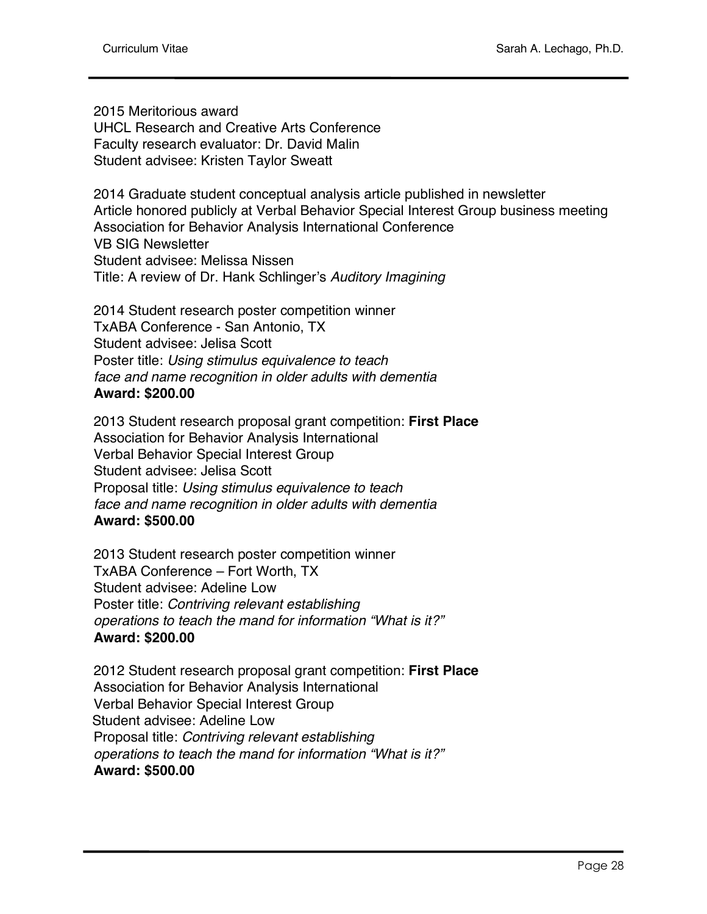2015 Meritorious award
UHCL Research and Creative Arts Conference
Faculty research evaluator: Dr. David Malin
Student advisee: Kristen Taylor Sweatt

2014 Graduate student conceptual analysis article published in newsletter
Article honored publicly at Verbal Behavior Special Interest Group business meeting
Association for Behavior Analysis International Conference
VB SIG Newsletter
Student advisee: Melissa Nissen
Title: A review of Dr. Hank Schlinger's *Auditory Imagining*

2014 Student research poster competition winner
TxABA Conference - San Antonio, TX
Student advisee: Jelisa Scott
Poster title: *Using stimulus equivalence to teach face and name recognition in older adults with dementia*
**Award: $200.00**

2013 Student research proposal grant competition: **First Place**
Association for Behavior Analysis International
Verbal Behavior Special Interest Group
Student advisee: Jelisa Scott
Proposal title: *Using stimulus equivalence to teach face and name recognition in older adults with dementia*
**Award: $500.00**

2013 Student research poster competition winner
TxABA Conference – Fort Worth, TX
Student advisee: Adeline Low
Poster title: *Contriving relevant establishing operations to teach the mand for information "What is it?"*
**Award: $200.00**

2012 Student research proposal grant competition: **First Place**
Association for Behavior Analysis International
Verbal Behavior Special Interest Group
Student advisee: Adeline Low
Proposal title: *Contriving relevant establishing operations to teach the mand for information "What is it?"*
**Award: $500.00**